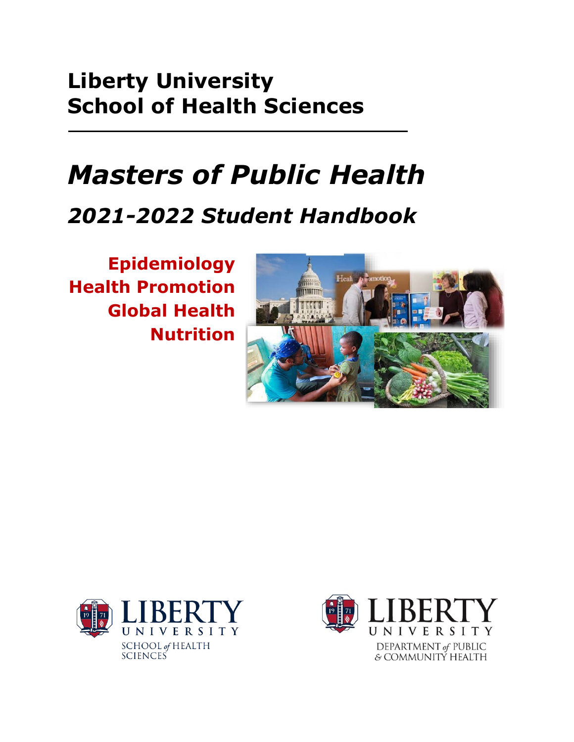# Liberty University
# School of Health Sciences

---

# *Masters of Public Health*

## *2021-2022 Student Handbook*

**Epidemiology**
**Health Promotion**
**Global Health**
**Nutrition**

LIBERTY UNIVERSITY
SCHOOL *of* HEALTH SCIENCES

LIBERTY UNIVERSITY
DEPARTMENT *of* PUBLIC & COMMUNITY HEALTH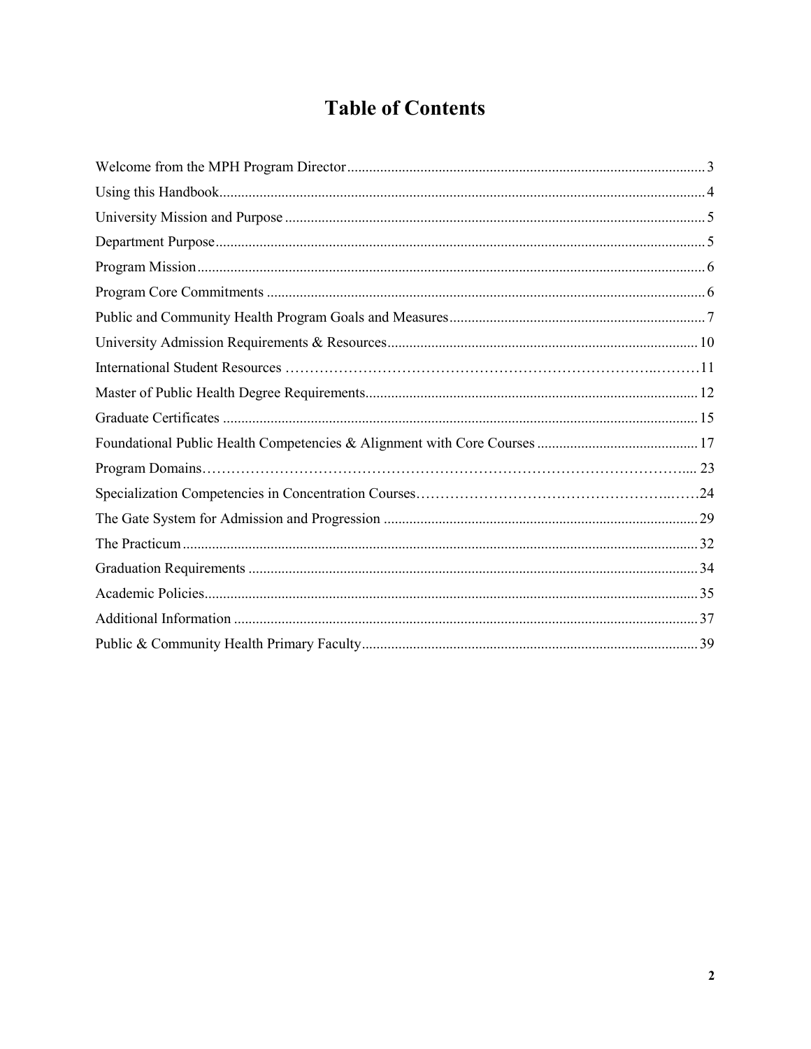# Table of Contents

| Section | Page |
|---|---|
| Welcome from the MPH Program Director | 3 |
| Using this Handbook | 4 |
| University Mission and Purpose | 5 |
| Department Purpose | 5 |
| Program Mission | 6 |
| Program Core Commitments | 6 |
| Public and Community Health Program Goals and Measures | 7 |
| University Admission Requirements & Resources | 10 |
| International Student Resources | 11 |
| Master of Public Health Degree Requirements | 12 |
| Graduate Certificates | 15 |
| Foundational Public Health Competencies & Alignment with Core Courses | 17 |
| Program Domains | 23 |
| Specialization Competencies in Concentration Courses | 24 |
| The Gate System for Admission and Progression | 29 |
| The Practicum | 32 |
| Graduation Requirements | 34 |
| Academic Policies | 35 |
| Additional Information | 37 |
| Public & Community Health Primary Faculty | 39 |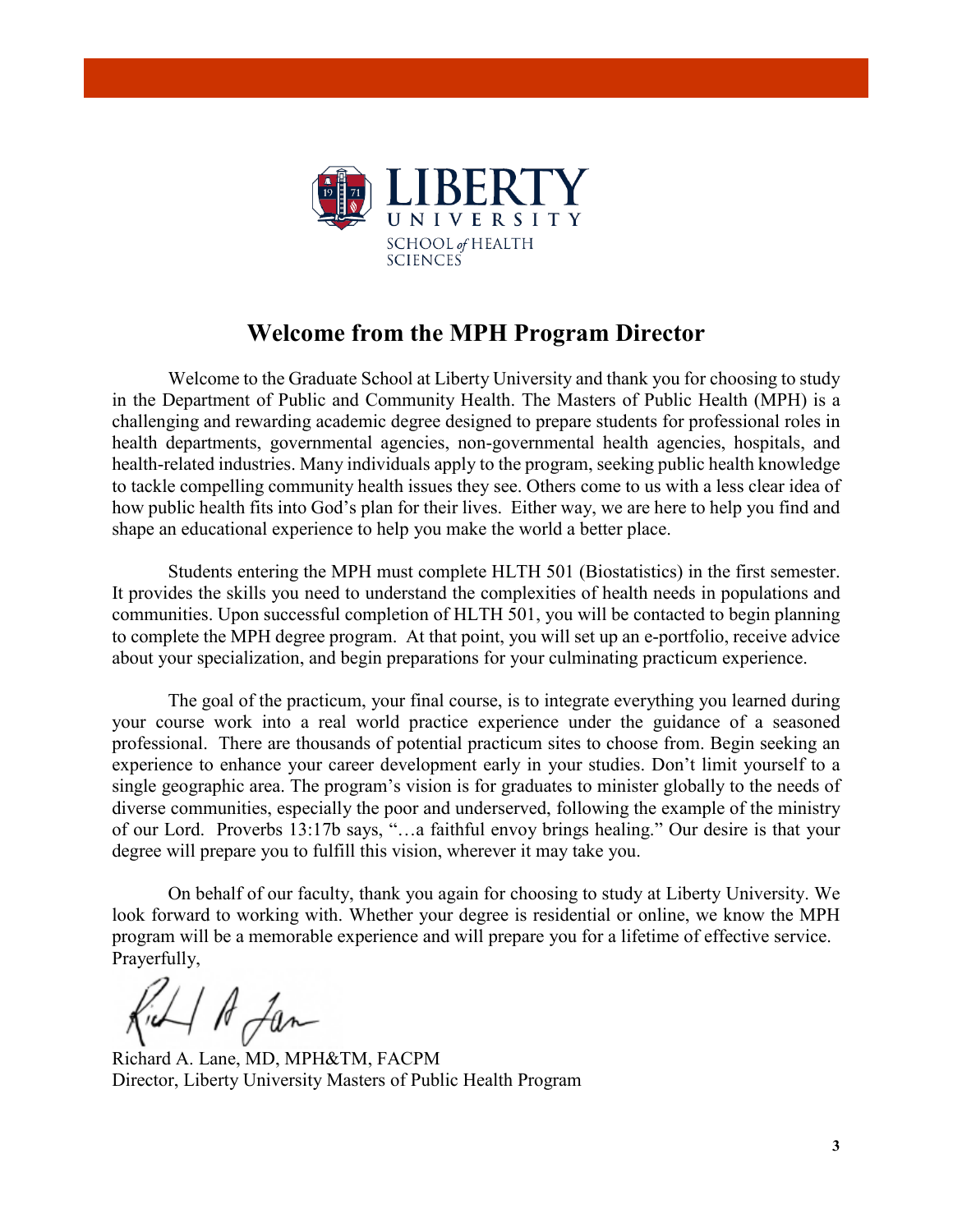LIBERTY UNIVERSITY
SCHOOL of HEALTH SCIENCES

## Welcome from the MPH Program Director

Welcome to the Graduate School at Liberty University and thank you for choosing to study in the Department of Public and Community Health. The Masters of Public Health (MPH) is a challenging and rewarding academic degree designed to prepare students for professional roles in health departments, governmental agencies, non-governmental health agencies, hospitals, and health-related industries. Many individuals apply to the program, seeking public health knowledge to tackle compelling community health issues they see. Others come to us with a less clear idea of how public health fits into God's plan for their lives. Either way, we are here to help you find and shape an educational experience to help you make the world a better place.

Students entering the MPH must complete HLTH 501 (Biostatistics) in the first semester. It provides the skills you need to understand the complexities of health needs in populations and communities. Upon successful completion of HLTH 501, you will be contacted to begin planning to complete the MPH degree program. At that point, you will set up an e-portfolio, receive advice about your specialization, and begin preparations for your culminating practicum experience.

The goal of the practicum, your final course, is to integrate everything you learned during your course work into a real world practice experience under the guidance of a seasoned professional. There are thousands of potential practicum sites to choose from. Begin seeking an experience to enhance your career development early in your studies. Don't limit yourself to a single geographic area. The program's vision is for graduates to minister globally to the needs of diverse communities, especially the poor and underserved, following the example of the ministry of our Lord. Proverbs 13:17b says, "…a faithful envoy brings healing." Our desire is that your degree will prepare you to fulfill this vision, wherever it may take you.

On behalf of our faculty, thank you again for choosing to study at Liberty University. We look forward to working with. Whether your degree is residential or online, we know the MPH program will be a memorable experience and will prepare you for a lifetime of effective service.
Prayerfully,

Richard A. Lane, MD, MPH&TM, FACPM
Director, Liberty University Masters of Public Health Program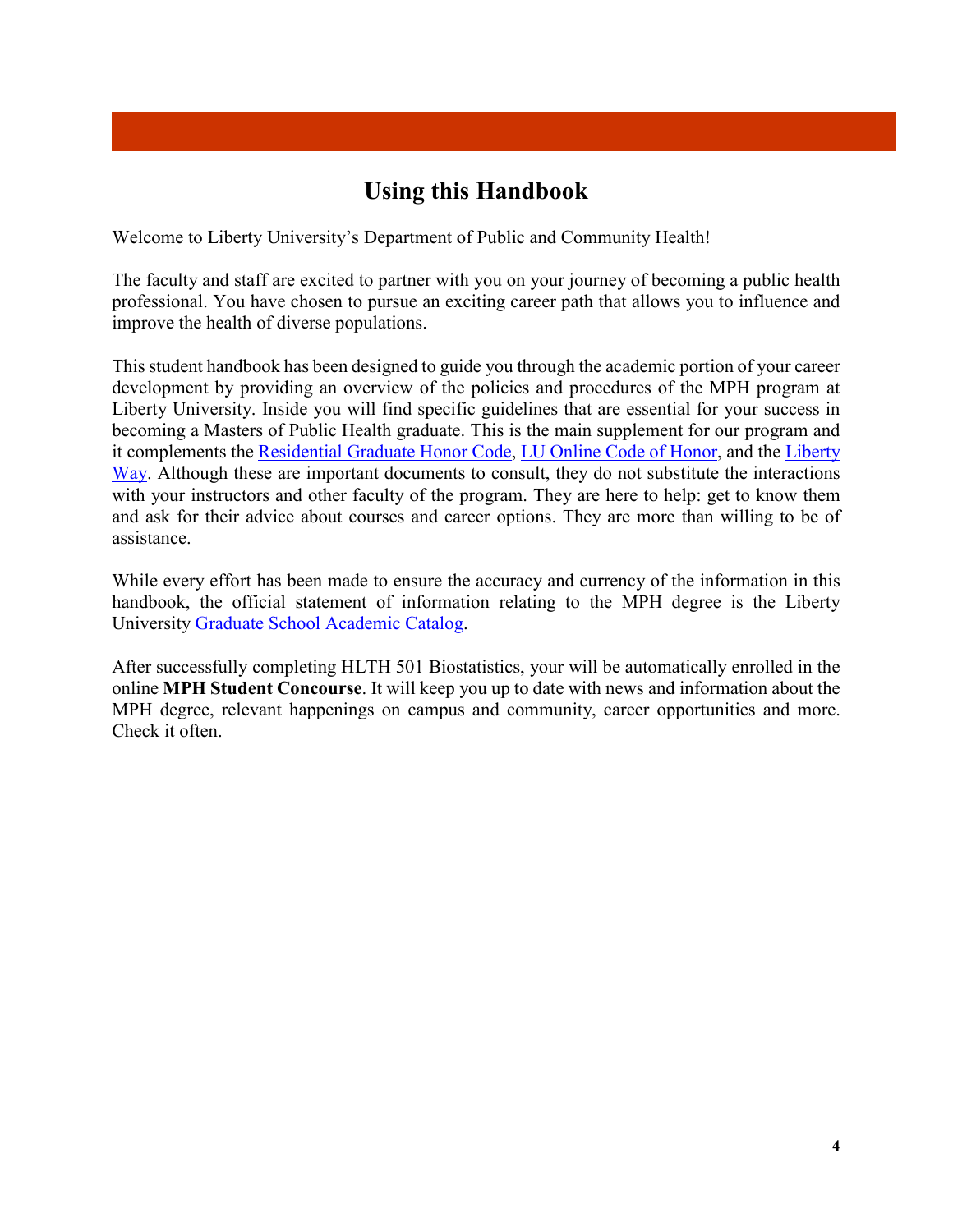# Using this Handbook

Welcome to Liberty University's Department of Public and Community Health!

The faculty and staff are excited to partner with you on your journey of becoming a public health professional. You have chosen to pursue an exciting career path that allows you to influence and improve the health of diverse populations.

This student handbook has been designed to guide you through the academic portion of your career development by providing an overview of the policies and procedures of the MPH program at Liberty University. Inside you will find specific guidelines that are essential for your success in becoming a Masters of Public Health graduate. This is the main supplement for our program and it complements the Residential Graduate Honor Code, LU Online Code of Honor, and the Liberty Way. Although these are important documents to consult, they do not substitute the interactions with your instructors and other faculty of the program. They are here to help: get to know them and ask for their advice about courses and career options. They are more than willing to be of assistance.

While every effort has been made to ensure the accuracy and currency of the information in this handbook, the official statement of information relating to the MPH degree is the Liberty University Graduate School Academic Catalog.

After successfully completing HLTH 501 Biostatistics, your will be automatically enrolled in the online **MPH Student Concourse**. It will keep you up to date with news and information about the MPH degree, relevant happenings on campus and community, career opportunities and more. Check it often.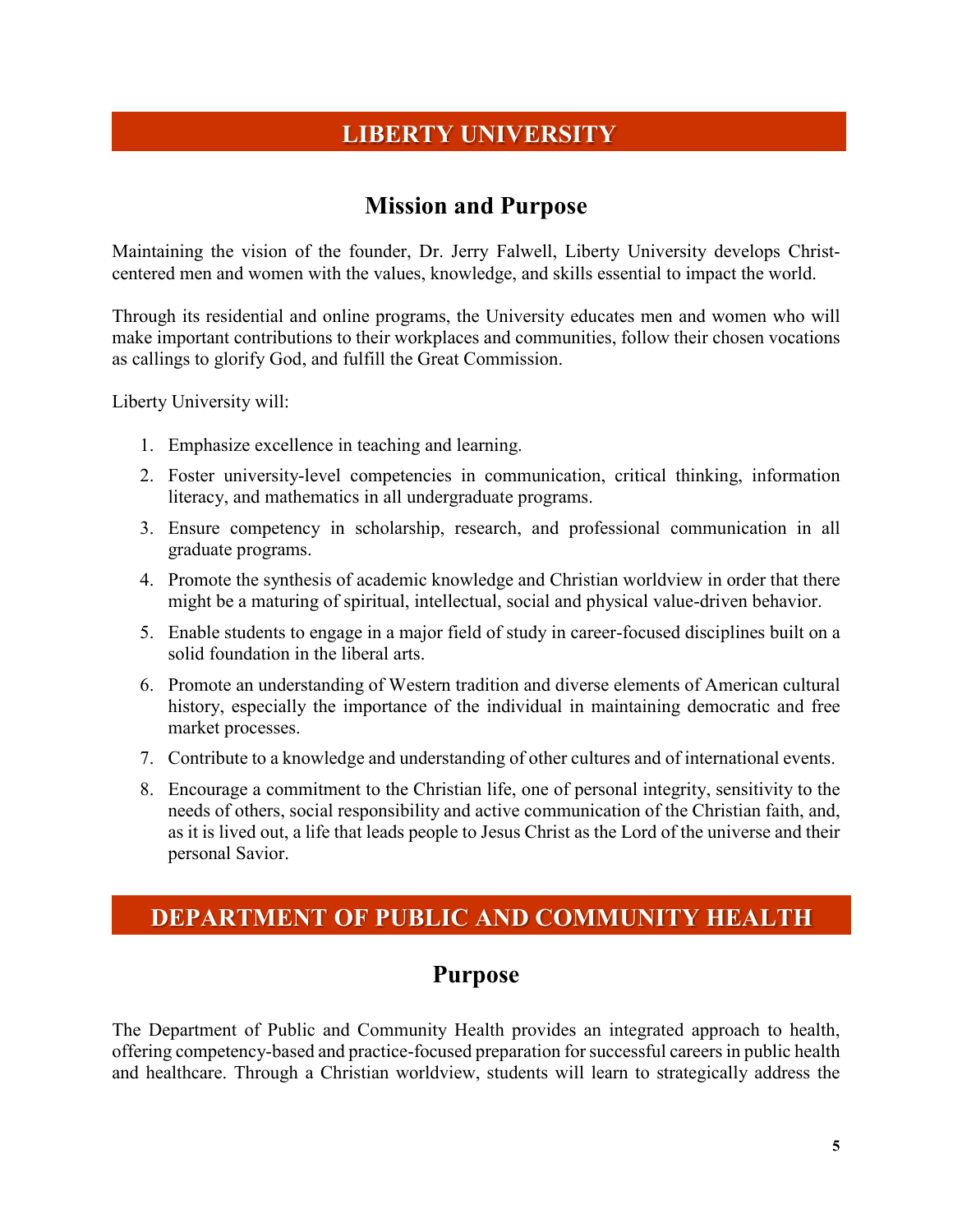# LIBERTY UNIVERSITY

## Mission and Purpose

Maintaining the vision of the founder, Dr. Jerry Falwell, Liberty University develops Christ-centered men and women with the values, knowledge, and skills essential to impact the world.

Through its residential and online programs, the University educates men and women who will make important contributions to their workplaces and communities, follow their chosen vocations as callings to glorify God, and fulfill the Great Commission.

Liberty University will:

1. Emphasize excellence in teaching and learning.
2. Foster university-level competencies in communication, critical thinking, information literacy, and mathematics in all undergraduate programs.
3. Ensure competency in scholarship, research, and professional communication in all graduate programs.
4. Promote the synthesis of academic knowledge and Christian worldview in order that there might be a maturing of spiritual, intellectual, social and physical value-driven behavior.
5. Enable students to engage in a major field of study in career-focused disciplines built on a solid foundation in the liberal arts.
6. Promote an understanding of Western tradition and diverse elements of American cultural history, especially the importance of the individual in maintaining democratic and free market processes.
7. Contribute to a knowledge and understanding of other cultures and of international events.
8. Encourage a commitment to the Christian life, one of personal integrity, sensitivity to the needs of others, social responsibility and active communication of the Christian faith, and, as it is lived out, a life that leads people to Jesus Christ as the Lord of the universe and their personal Savior.

# DEPARTMENT OF PUBLIC AND COMMUNITY HEALTH

## Purpose

The Department of Public and Community Health provides an integrated approach to health, offering competency-based and practice-focused preparation for successful careers in public health and healthcare. Through a Christian worldview, students will learn to strategically address the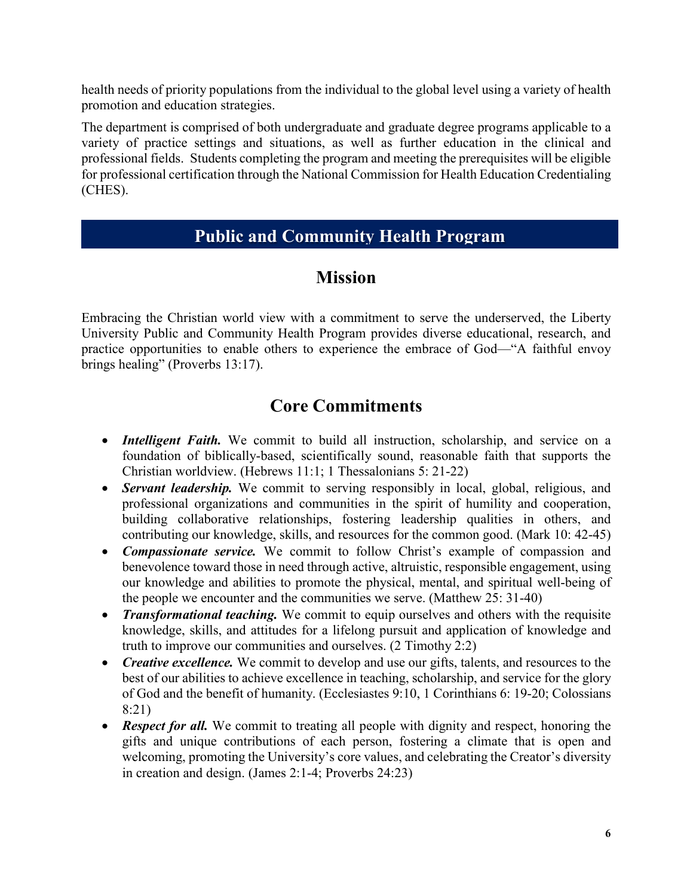health needs of priority populations from the individual to the global level using a variety of health promotion and education strategies.

The department is comprised of both undergraduate and graduate degree programs applicable to a variety of practice settings and situations, as well as further education in the clinical and professional fields. Students completing the program and meeting the prerequisites will be eligible for professional certification through the National Commission for Health Education Credentialing (CHES).

# Public and Community Health Program

## Mission

Embracing the Christian world view with a commitment to serve the underserved, the Liberty University Public and Community Health Program provides diverse educational, research, and practice opportunities to enable others to experience the embrace of God—"A faithful envoy brings healing" (Proverbs 13:17).

## Core Commitments

- ***Intelligent Faith.*** We commit to build all instruction, scholarship, and service on a foundation of biblically-based, scientifically sound, reasonable faith that supports the Christian worldview. (Hebrews 11:1; 1 Thessalonians 5: 21-22)
- ***Servant leadership.*** We commit to serving responsibly in local, global, religious, and professional organizations and communities in the spirit of humility and cooperation, building collaborative relationships, fostering leadership qualities in others, and contributing our knowledge, skills, and resources for the common good. (Mark 10: 42-45)
- ***Compassionate service.*** We commit to follow Christ's example of compassion and benevolence toward those in need through active, altruistic, responsible engagement, using our knowledge and abilities to promote the physical, mental, and spiritual well-being of the people we encounter and the communities we serve. (Matthew 25: 31-40)
- ***Transformational teaching.*** We commit to equip ourselves and others with the requisite knowledge, skills, and attitudes for a lifelong pursuit and application of knowledge and truth to improve our communities and ourselves. (2 Timothy 2:2)
- ***Creative excellence.*** We commit to develop and use our gifts, talents, and resources to the best of our abilities to achieve excellence in teaching, scholarship, and service for the glory of God and the benefit of humanity. (Ecclesiastes 9:10, 1 Corinthians 6: 19-20; Colossians 8:21)
- ***Respect for all.*** We commit to treating all people with dignity and respect, honoring the gifts and unique contributions of each person, fostering a climate that is open and welcoming, promoting the University's core values, and celebrating the Creator's diversity in creation and design. (James 2:1-4; Proverbs 24:23)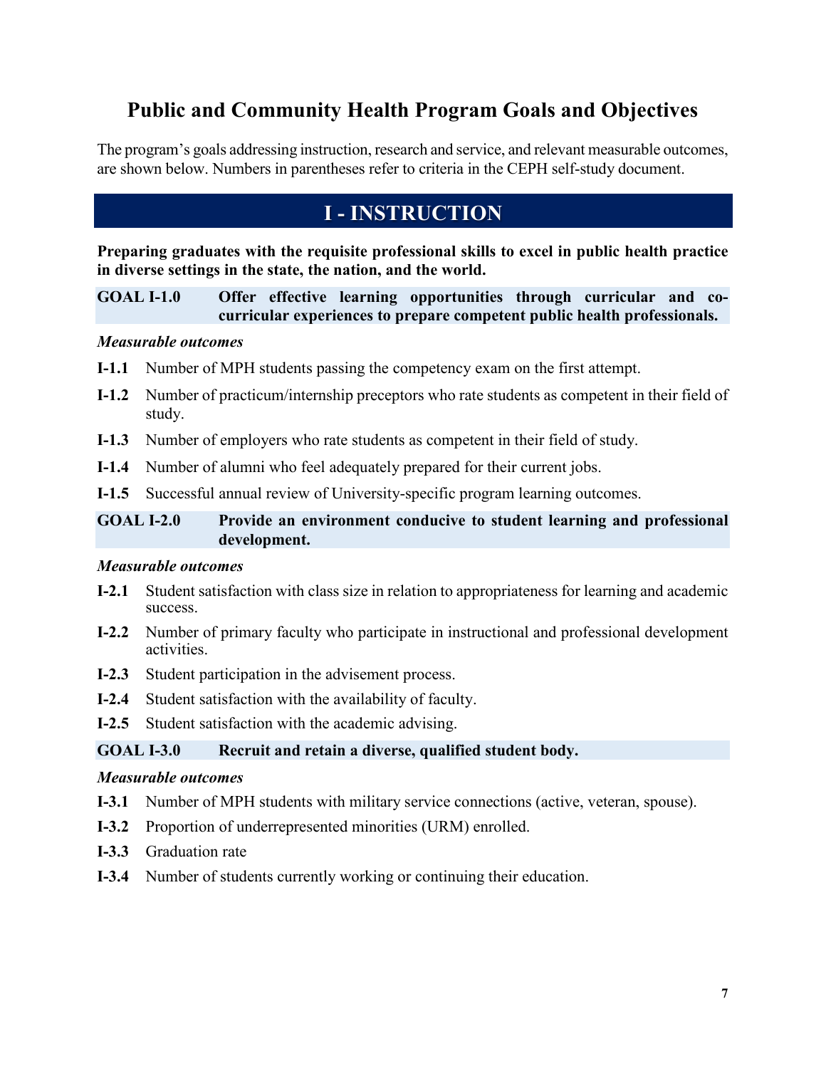# Public and Community Health Program Goals and Objectives

The program's goals addressing instruction, research and service, and relevant measurable outcomes, are shown below. Numbers in parentheses refer to criteria in the CEPH self-study document.

## I - INSTRUCTION

**Preparing graduates with the requisite professional skills to excel in public health practice in diverse settings in the state, the nation, and the world.**

### GOAL I-1.0 Offer effective learning opportunities through curricular and co-curricular experiences to prepare competent public health professionals.

*Measurable outcomes*

- **I-1.1** Number of MPH students passing the competency exam on the first attempt.
- **I-1.2** Number of practicum/internship preceptors who rate students as competent in their field of study.
- **I-1.3** Number of employers who rate students as competent in their field of study.
- **I-1.4** Number of alumni who feel adequately prepared for their current jobs.
- **I-1.5** Successful annual review of University-specific program learning outcomes.

### GOAL I-2.0 Provide an environment conducive to student learning and professional development.

*Measurable outcomes*

- **I-2.1** Student satisfaction with class size in relation to appropriateness for learning and academic success.
- **I-2.2** Number of primary faculty who participate in instructional and professional development activities.
- **I-2.3** Student participation in the advisement process.
- **I-2.4** Student satisfaction with the availability of faculty.
- **I-2.5** Student satisfaction with the academic advising.

### GOAL I-3.0 Recruit and retain a diverse, qualified student body.

*Measurable outcomes*

- **I-3.1** Number of MPH students with military service connections (active, veteran, spouse).
- **I-3.2** Proportion of underrepresented minorities (URM) enrolled.
- **I-3.3** Graduation rate
- **I-3.4** Number of students currently working or continuing their education.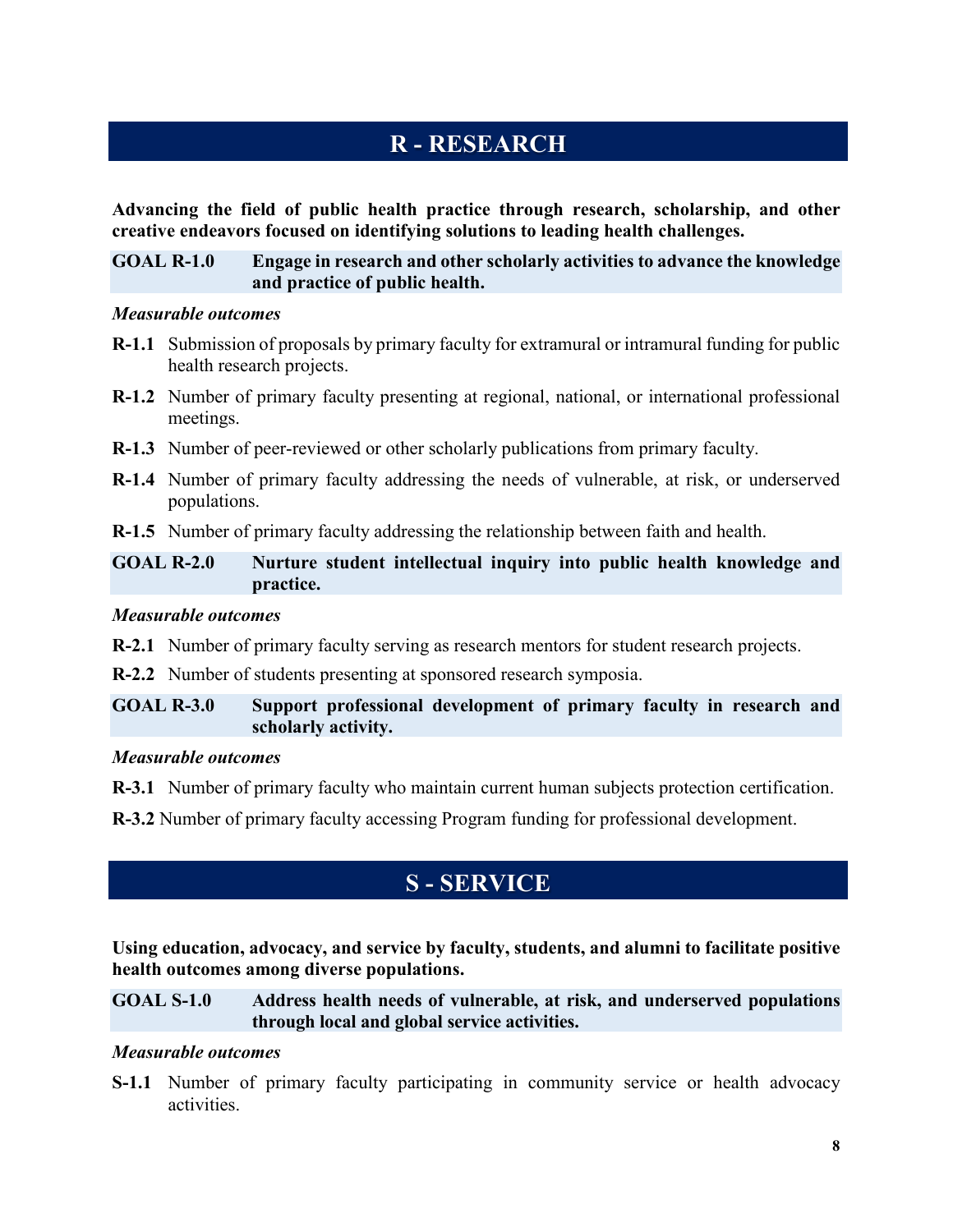## R - RESEARCH

**Advancing the field of public health practice through research, scholarship, and other creative endeavors focused on identifying solutions to leading health challenges.**

**GOAL R-1.0 Engage in research and other scholarly activities to advance the knowledge and practice of public health.**

*Measurable outcomes*

**R-1.1** Submission of proposals by primary faculty for extramural or intramural funding for public health research projects.

**R-1.2** Number of primary faculty presenting at regional, national, or international professional meetings.

**R-1.3** Number of peer-reviewed or other scholarly publications from primary faculty.

**R-1.4** Number of primary faculty addressing the needs of vulnerable, at risk, or underserved populations.

**R-1.5** Number of primary faculty addressing the relationship between faith and health.

**GOAL R-2.0 Nurture student intellectual inquiry into public health knowledge and practice.**

*Measurable outcomes*

**R-2.1** Number of primary faculty serving as research mentors for student research projects.

**R-2.2** Number of students presenting at sponsored research symposia.

**GOAL R-3.0 Support professional development of primary faculty in research and scholarly activity.**

*Measurable outcomes*

**R-3.1** Number of primary faculty who maintain current human subjects protection certification.

**R-3.2** Number of primary faculty accessing Program funding for professional development.

## S - SERVICE

**Using education, advocacy, and service by faculty, students, and alumni to facilitate positive health outcomes among diverse populations.**

**GOAL S-1.0 Address health needs of vulnerable, at risk, and underserved populations through local and global service activities.**

*Measurable outcomes*

**S-1.1** Number of primary faculty participating in community service or health advocacy activities.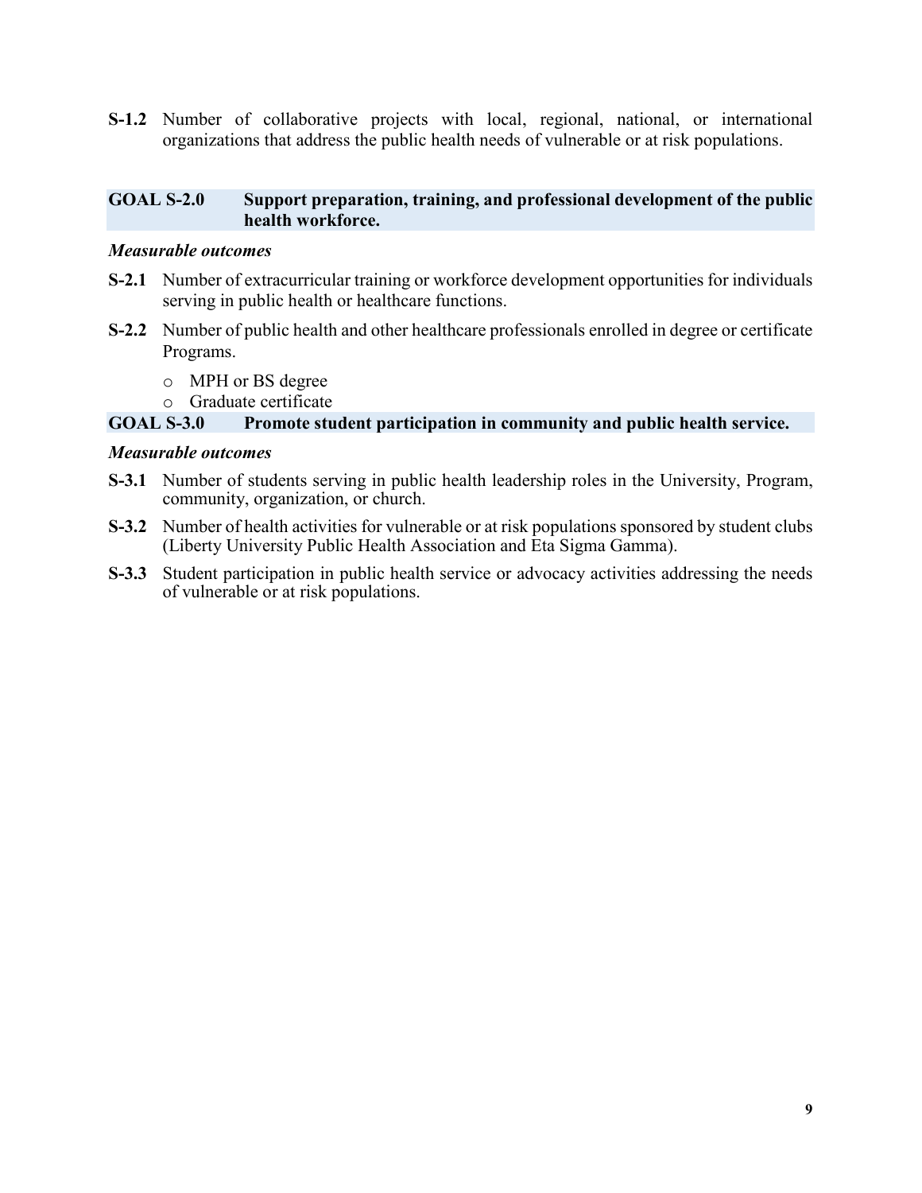**S-1.2** Number of collaborative projects with local, regional, national, or international organizations that address the public health needs of vulnerable or at risk populations.

### GOAL S-2.0 Support preparation, training, and professional development of the public health workforce.

***Measurable outcomes***

**S-2.1** Number of extracurricular training or workforce development opportunities for individuals serving in public health or healthcare functions.

**S-2.2** Number of public health and other healthcare professionals enrolled in degree or certificate Programs.

- MPH or BS degree
- Graduate certificate

### GOAL S-3.0 Promote student participation in community and public health service.

***Measurable outcomes***

**S-3.1** Number of students serving in public health leadership roles in the University, Program, community, organization, or church.

**S-3.2** Number of health activities for vulnerable or at risk populations sponsored by student clubs (Liberty University Public Health Association and Eta Sigma Gamma).

**S-3.3** Student participation in public health service or advocacy activities addressing the needs of vulnerable or at risk populations.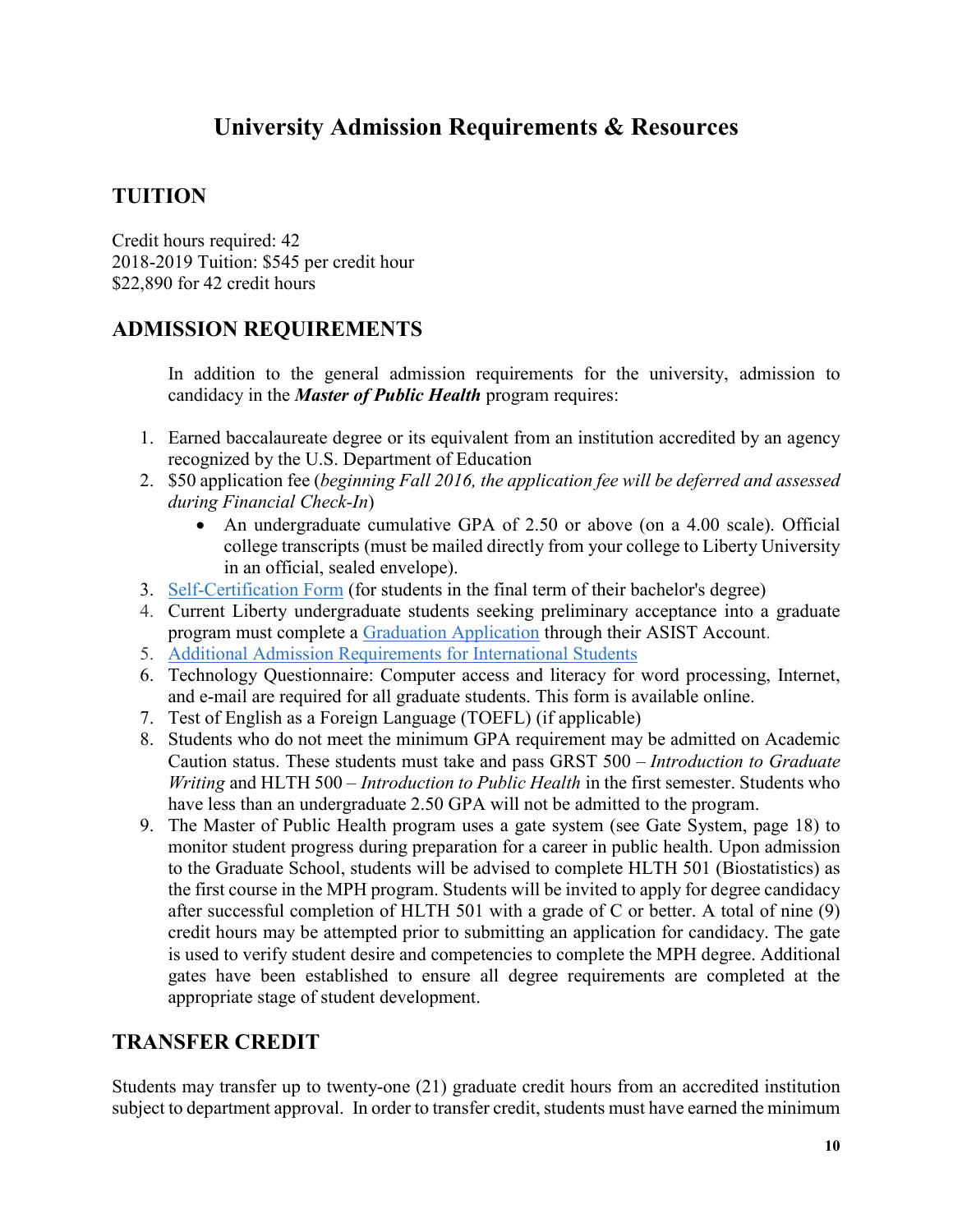# University Admission Requirements & Resources

## TUITION

Credit hours required: 42
2018-2019 Tuition: $545 per credit hour
$22,890 for 42 credit hours

## ADMISSION REQUIREMENTS

In addition to the general admission requirements for the university, admission to candidacy in the ***Master of Public Health*** program requires:

1. Earned baccalaureate degree or its equivalent from an institution accredited by an agency recognized by the U.S. Department of Education
2. $50 application fee (*beginning Fall 2016, the application fee will be deferred and assessed during Financial Check-In*)
   - An undergraduate cumulative GPA of 2.50 or above (on a 4.00 scale). Official college transcripts (must be mailed directly from your college to Liberty University in an official, sealed envelope).
3. Self-Certification Form (for students in the final term of their bachelor's degree)
4. Current Liberty undergraduate students seeking preliminary acceptance into a graduate program must complete a Graduation Application through their ASIST Account.
5. Additional Admission Requirements for International Students
6. Technology Questionnaire: Computer access and literacy for word processing, Internet, and e-mail are required for all graduate students. This form is available online.
7. Test of English as a Foreign Language (TOEFL) (if applicable)
8. Students who do not meet the minimum GPA requirement may be admitted on Academic Caution status. These students must take and pass GRST 500 – *Introduction to Graduate Writing* and HLTH 500 – *Introduction to Public Health* in the first semester. Students who have less than an undergraduate 2.50 GPA will not be admitted to the program.
9. The Master of Public Health program uses a gate system (see Gate System, page 18) to monitor student progress during preparation for a career in public health. Upon admission to the Graduate School, students will be advised to complete HLTH 501 (Biostatistics) as the first course in the MPH program. Students will be invited to apply for degree candidacy after successful completion of HLTH 501 with a grade of C or better. A total of nine (9) credit hours may be attempted prior to submitting an application for candidacy. The gate is used to verify student desire and competencies to complete the MPH degree. Additional gates have been established to ensure all degree requirements are completed at the appropriate stage of student development.

## TRANSFER CREDIT

Students may transfer up to twenty-one (21) graduate credit hours from an accredited institution subject to department approval. In order to transfer credit, students must have earned the minimum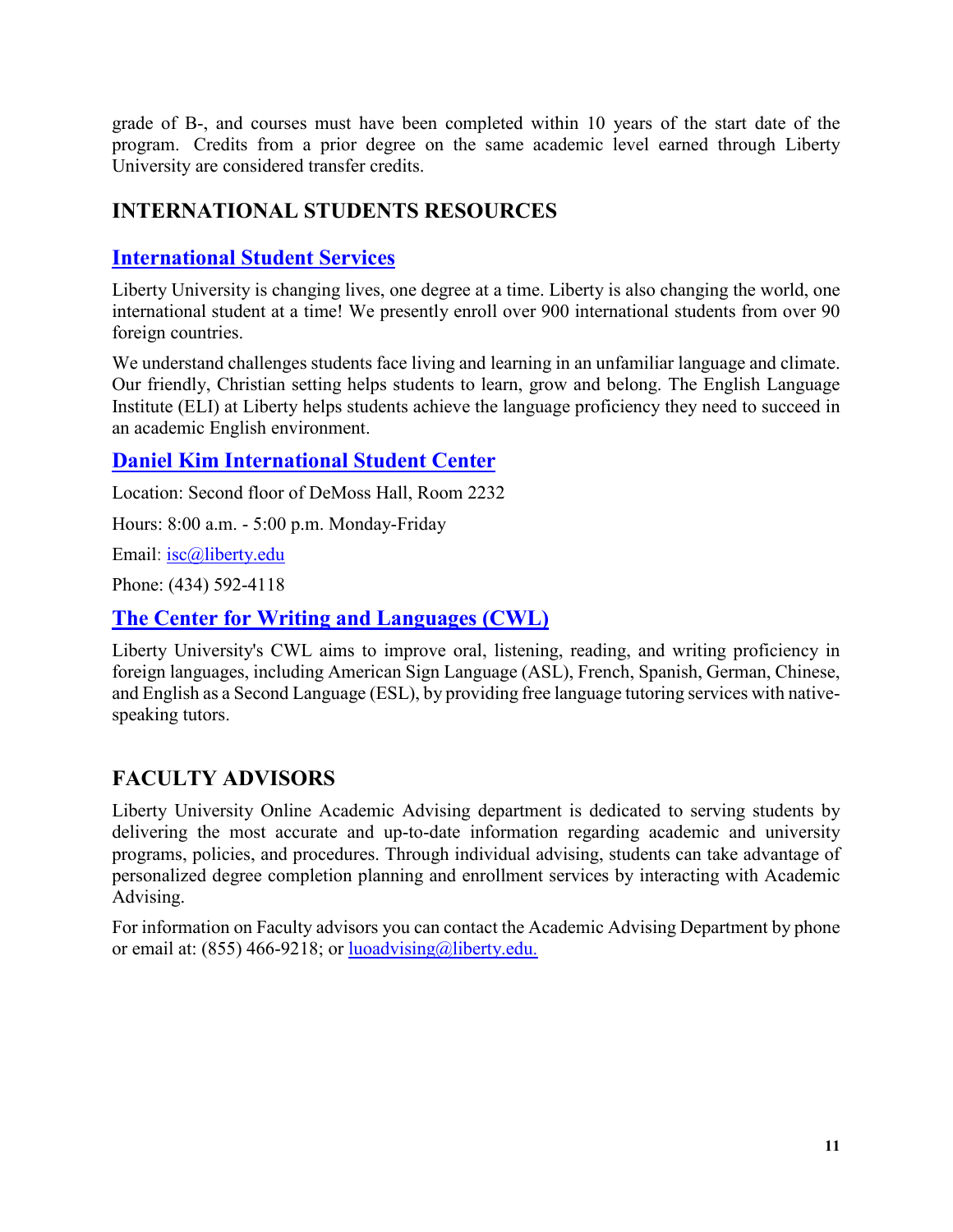grade of B-, and courses must have been completed within 10 years of the start date of the program. Credits from a prior degree on the same academic level earned through Liberty University are considered transfer credits.

## INTERNATIONAL STUDENTS RESOURCES

### International Student Services

Liberty University is changing lives, one degree at a time. Liberty is also changing the world, one international student at a time! We presently enroll over 900 international students from over 90 foreign countries.

We understand challenges students face living and learning in an unfamiliar language and climate. Our friendly, Christian setting helps students to learn, grow and belong. The English Language Institute (ELI) at Liberty helps students achieve the language proficiency they need to succeed in an academic English environment.

### Daniel Kim International Student Center

Location: Second floor of DeMoss Hall, Room 2232

Hours: 8:00 a.m. - 5:00 p.m. Monday-Friday

Email: isc@liberty.edu

Phone: (434) 592-4118

### The Center for Writing and Languages (CWL)

Liberty University's CWL aims to improve oral, listening, reading, and writing proficiency in foreign languages, including American Sign Language (ASL), French, Spanish, German, Chinese, and English as a Second Language (ESL), by providing free language tutoring services with native-speaking tutors.

## FACULTY ADVISORS

Liberty University Online Academic Advising department is dedicated to serving students by delivering the most accurate and up-to-date information regarding academic and university programs, policies, and procedures. Through individual advising, students can take advantage of personalized degree completion planning and enrollment services by interacting with Academic Advising.

For information on Faculty advisors you can contact the Academic Advising Department by phone or email at: (855) 466-9218; or luoadvising@liberty.edu.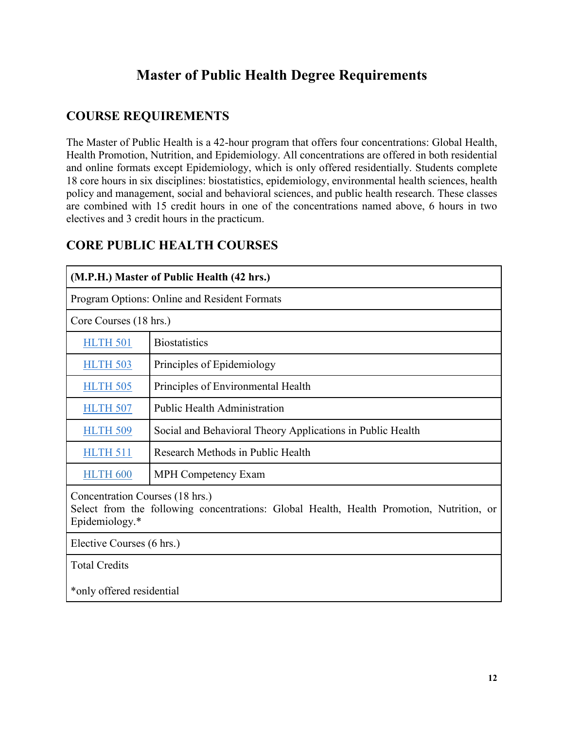# Master of Public Health Degree Requirements

## COURSE REQUIREMENTS

The Master of Public Health is a 42-hour program that offers four concentrations: Global Health, Health Promotion, Nutrition, and Epidemiology. All concentrations are offered in both residential and online formats except Epidemiology, which is only offered residentially. Students complete 18 core hours in six disciplines: biostatistics, epidemiology, environmental health sciences, health policy and management, social and behavioral sciences, and public health research. These classes are combined with 15 credit hours in one of the concentrations named above, 6 hours in two electives and 3 credit hours in the practicum.

## CORE PUBLIC HEALTH COURSES

| **(M.P.H.) Master of Public Health (42 hrs.)** | |
|---|---|
| Program Options: Online and Resident Formats | |
| Core Courses (18 hrs.) | |
| HLTH 501 | Biostatistics |
| HLTH 503 | Principles of Epidemiology |
| HLTH 505 | Principles of Environmental Health |
| HLTH 507 | Public Health Administration |
| HLTH 509 | Social and Behavioral Theory Applications in Public Health |
| HLTH 511 | Research Methods in Public Health |
| HLTH 600 | MPH Competency Exam |
| Concentration Courses (18 hrs.) Select from the following concentrations: Global Health, Health Promotion, Nutrition, or Epidemiology.* | |
| Elective Courses (6 hrs.) | |
| Total Credits *only offered residential | |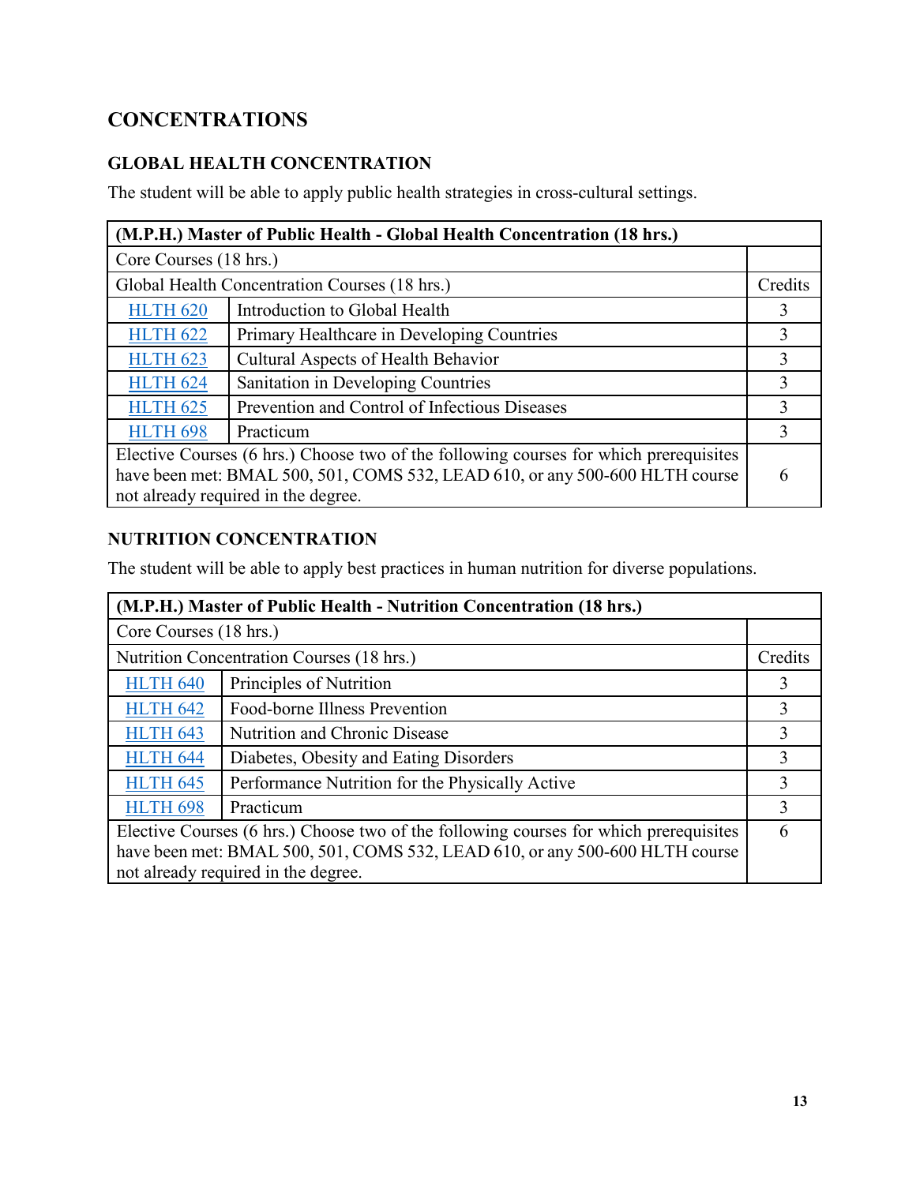## CONCENTRATIONS

### GLOBAL HEALTH CONCENTRATION

The student will be able to apply public health strategies in cross-cultural settings.

| (M.P.H.) Master of Public Health - Global Health Concentration (18 hrs.) | | |
|---|---|---|
| Core Courses (18 hrs.) | | |
| Global Health Concentration Courses (18 hrs.) | | Credits |
| HLTH 620 | Introduction to Global Health | 3 |
| HLTH 622 | Primary Healthcare in Developing Countries | 3 |
| HLTH 623 | Cultural Aspects of Health Behavior | 3 |
| HLTH 624 | Sanitation in Developing Countries | 3 |
| HLTH 625 | Prevention and Control of Infectious Diseases | 3 |
| HLTH 698 | Practicum | 3 |
| Elective Courses (6 hrs.) Choose two of the following courses for which prerequisites have been met: BMAL 500, 501, COMS 532, LEAD 610, or any 500-600 HLTH course not already required in the degree. | | 6 |

### NUTRITION CONCENTRATION

The student will be able to apply best practices in human nutrition for diverse populations.

| (M.P.H.) Master of Public Health - Nutrition Concentration (18 hrs.) | | |
|---|---|---|
| Core Courses (18 hrs.) | | |
| Nutrition Concentration Courses (18 hrs.) | | Credits |
| HLTH 640 | Principles of Nutrition | 3 |
| HLTH 642 | Food-borne Illness Prevention | 3 |
| HLTH 643 | Nutrition and Chronic Disease | 3 |
| HLTH 644 | Diabetes, Obesity and Eating Disorders | 3 |
| HLTH 645 | Performance Nutrition for the Physically Active | 3 |
| HLTH 698 | Practicum | 3 |
| Elective Courses (6 hrs.) Choose two of the following courses for which prerequisites have been met: BMAL 500, 501, COMS 532, LEAD 610, or any 500-600 HLTH course not already required in the degree. | | 6 |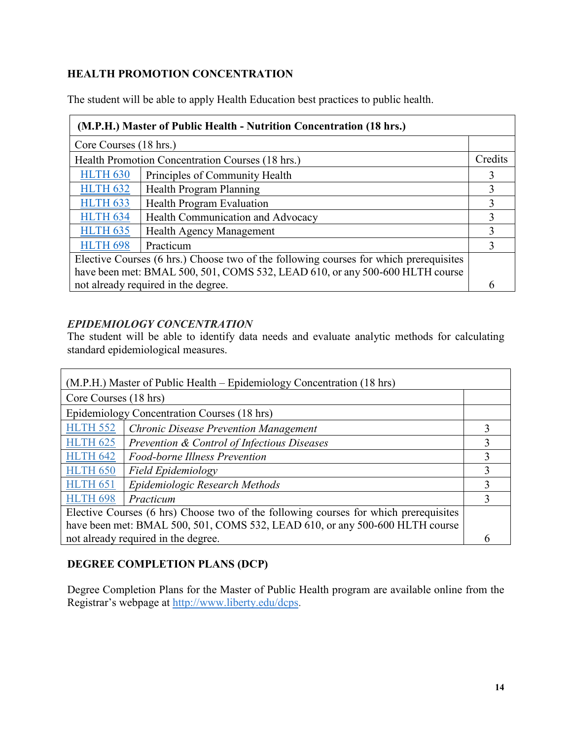## HEALTH PROMOTION CONCENTRATION

The student will be able to apply Health Education best practices to public health.

| **(M.P.H.) Master of Public Health - Nutrition Concentration (18 hrs.)** | | |
|---|---|---|
| Core Courses (18 hrs.) | | |
| Health Promotion Concentration Courses (18 hrs.) | | Credits |
| HLTH 630 | Principles of Community Health | 3 |
| HLTH 632 | Health Program Planning | 3 |
| HLTH 633 | Health Program Evaluation | 3 |
| HLTH 634 | Health Communication and Advocacy | 3 |
| HLTH 635 | Health Agency Management | 3 |
| HLTH 698 | Practicum | 3 |
| Elective Courses (6 hrs.) Choose two of the following courses for which prerequisites have been met: BMAL 500, 501, COMS 532, LEAD 610, or any 500-600 HLTH course not already required in the degree. | | 6 |

### *EPIDEMIOLOGY CONCENTRATION*

The student will be able to identify data needs and evaluate analytic methods for calculating standard epidemiological measures.

| (M.P.H.) Master of Public Health – Epidemiology Concentration (18 hrs) | | |
|---|---|---|
| Core Courses (18 hrs) | | |
| Epidemiology Concentration Courses (18 hrs) | | |
| HLTH 552 | *Chronic Disease Prevention Management* | 3 |
| HLTH 625 | *Prevention & Control of Infectious Diseases* | 3 |
| HLTH 642 | *Food-borne Illness Prevention* | 3 |
| HLTH 650 | *Field Epidemiology* | 3 |
| HLTH 651 | *Epidemiologic Research Methods* | 3 |
| HLTH 698 | *Practicum* | 3 |
| Elective Courses (6 hrs) Choose two of the following courses for which prerequisites have been met: BMAL 500, 501, COMS 532, LEAD 610, or any 500-600 HLTH course not already required in the degree. | | 6 |

## DEGREE COMPLETION PLANS (DCP)

Degree Completion Plans for the Master of Public Health program are available online from the Registrar's webpage at http://www.liberty.edu/dcps.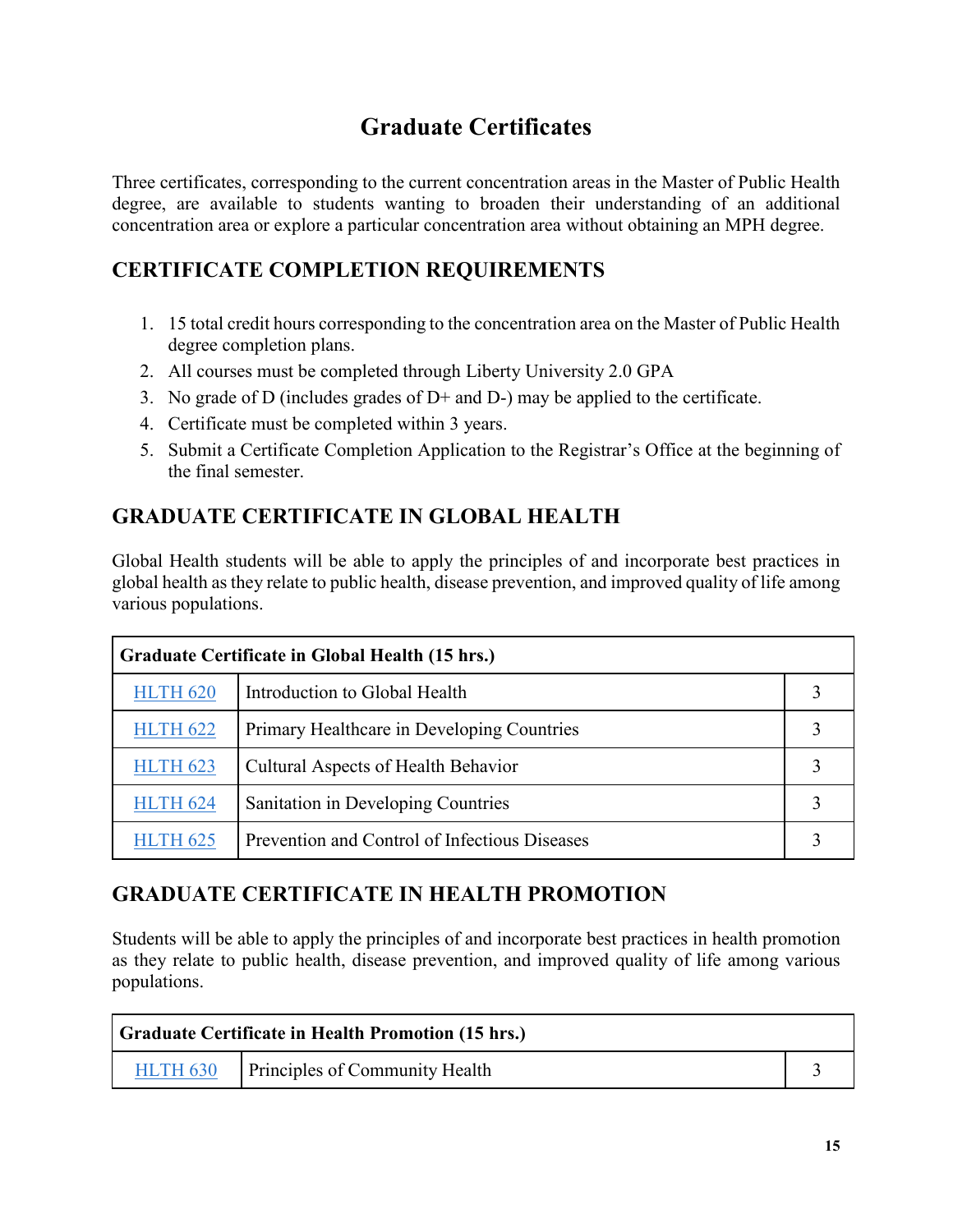# Graduate Certificates

Three certificates, corresponding to the current concentration areas in the Master of Public Health degree, are available to students wanting to broaden their understanding of an additional concentration area or explore a particular concentration area without obtaining an MPH degree.

## CERTIFICATE COMPLETION REQUIREMENTS

1. 15 total credit hours corresponding to the concentration area on the Master of Public Health degree completion plans.
2. All courses must be completed through Liberty University 2.0 GPA
3. No grade of D (includes grades of D+ and D-) may be applied to the certificate.
4. Certificate must be completed within 3 years.
5. Submit a Certificate Completion Application to the Registrar's Office at the beginning of the final semester.

## GRADUATE CERTIFICATE IN GLOBAL HEALTH

Global Health students will be able to apply the principles of and incorporate best practices in global health as they relate to public health, disease prevention, and improved quality of life among various populations.

| **Graduate Certificate in Global Health (15 hrs.)** | | |
|---|---|---|
| HLTH 620 | Introduction to Global Health | 3 |
| HLTH 622 | Primary Healthcare in Developing Countries | 3 |
| HLTH 623 | Cultural Aspects of Health Behavior | 3 |
| HLTH 624 | Sanitation in Developing Countries | 3 |
| HLTH 625 | Prevention and Control of Infectious Diseases | 3 |

## GRADUATE CERTIFICATE IN HEALTH PROMOTION

Students will be able to apply the principles of and incorporate best practices in health promotion as they relate to public health, disease prevention, and improved quality of life among various populations.

| **Graduate Certificate in Health Promotion (15 hrs.)** | | |
|---|---|---|
| HLTH 630 | Principles of Community Health | 3 |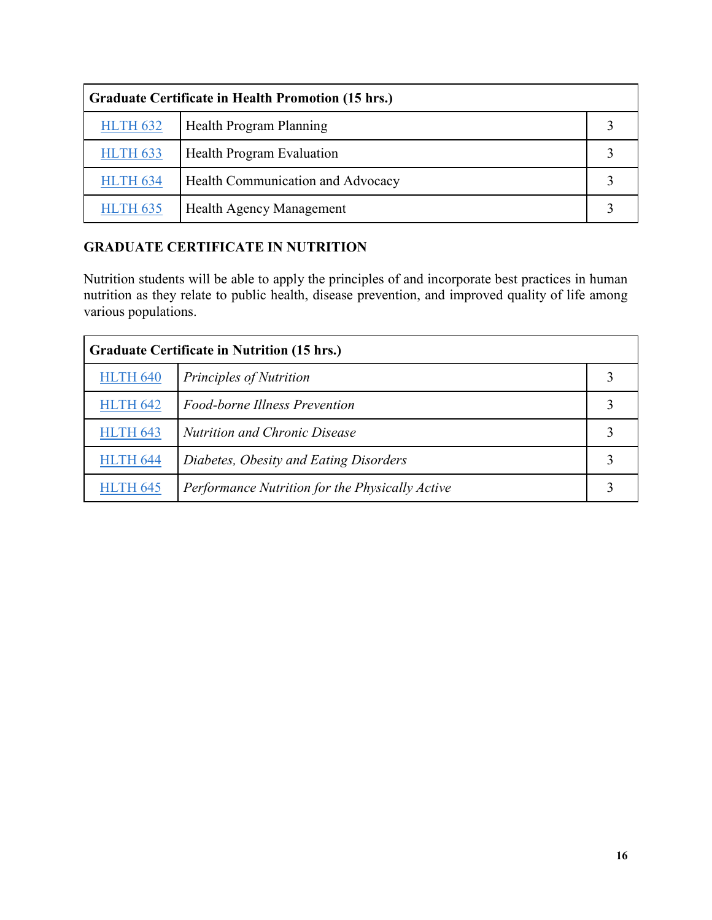| Graduate Certificate in Health Promotion (15 hrs.) | | |
|---|---|---|
| HLTH 632 | Health Program Planning | 3 |
| HLTH 633 | Health Program Evaluation | 3 |
| HLTH 634 | Health Communication and Advocacy | 3 |
| HLTH 635 | Health Agency Management | 3 |

**GRADUATE CERTIFICATE IN NUTRITION**

Nutrition students will be able to apply the principles of and incorporate best practices in human nutrition as they relate to public health, disease prevention, and improved quality of life among various populations.

| Graduate Certificate in Nutrition (15 hrs.) | | |
|---|---|---|
| HLTH 640 | *Principles of Nutrition* | 3 |
| HLTH 642 | *Food-borne Illness Prevention* | 3 |
| HLTH 643 | *Nutrition and Chronic Disease* | 3 |
| HLTH 644 | *Diabetes, Obesity and Eating Disorders* | 3 |
| HLTH 645 | *Performance Nutrition for the Physically Active* | 3 |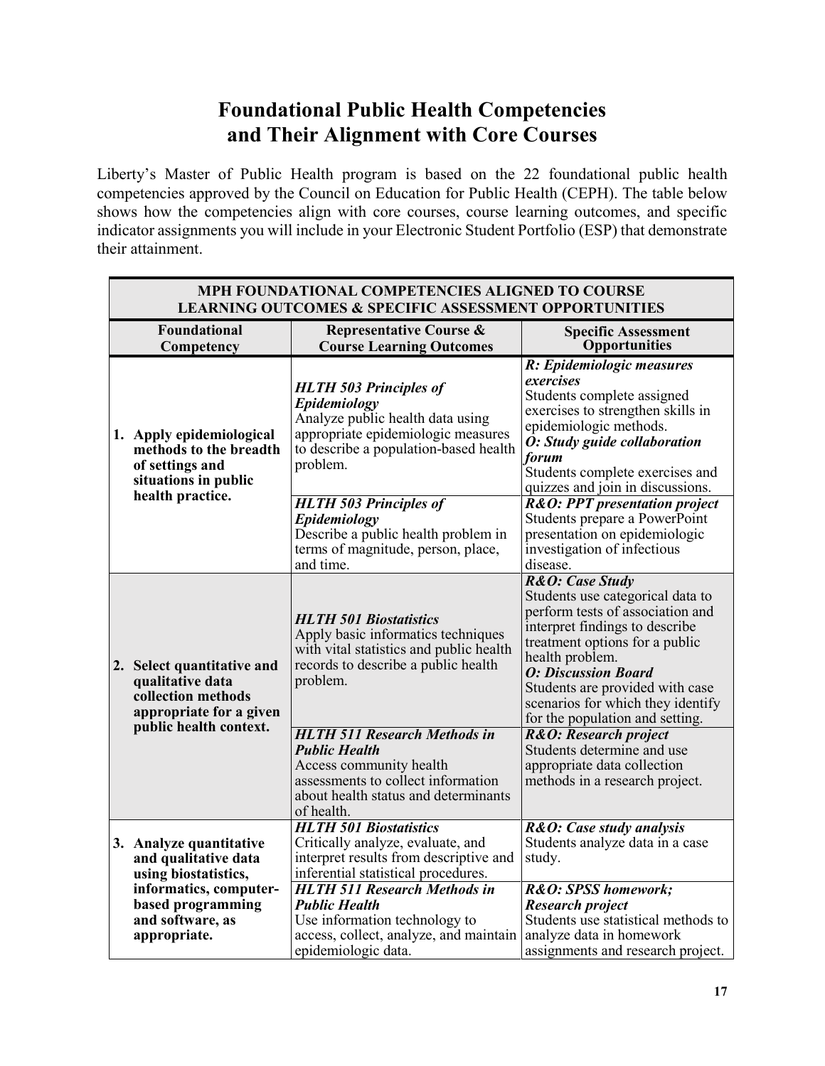# Foundational Public Health Competencies and Their Alignment with Core Courses

Liberty's Master of Public Health program is based on the 22 foundational public health competencies approved by the Council on Education for Public Health (CEPH). The table below shows how the competencies align with core courses, course learning outcomes, and specific indicator assignments you will include in your Electronic Student Portfolio (ESP) that demonstrate their attainment.

| **MPH FOUNDATIONAL COMPETENCIES ALIGNED TO COURSE LEARNING OUTCOMES & SPECIFIC ASSESSMENT OPPORTUNITIES** | | |
|---|---|---|
| **Foundational Competency** | **Representative Course & Course Learning Outcomes** | **Specific Assessment Opportunities** |
| **1. Apply epidemiological methods to the breadth of settings and situations in public health practice.** | ***HLTH 503 Principles of Epidemiology*** Analyze public health data using appropriate epidemiologic measures to describe a population-based health problem. | ***R: Epidemiologic measures exercises*** Students complete assigned exercises to strengthen skills in epidemiologic methods. ***O: Study guide collaboration forum*** Students complete exercises and quizzes and join in discussions. |
| | ***HLTH 503 Principles of Epidemiology*** Describe a public health problem in terms of magnitude, person, place, and time. | ***R&O: PPT presentation project*** Students prepare a PowerPoint presentation on epidemiologic investigation of infectious disease. |
| **2. Select quantitative and qualitative data collection methods appropriate for a given public health context.** | ***HLTH 501 Biostatistics*** Apply basic informatics techniques with vital statistics and public health records to describe a public health problem. | ***R&O: Case Study*** Students use categorical data to perform tests of association and interpret findings to describe treatment options for a public health problem. ***O: Discussion Board*** Students are provided with case scenarios for which they identify for the population and setting. |
| | ***HLTH 511 Research Methods in Public Health*** Access community health assessments to collect information about health status and determinants of health. | ***R&O: Research project*** Students determine and use appropriate data collection methods in a research project. |
| **3. Analyze quantitative and qualitative data using biostatistics, informatics, computer-based programming and software, as appropriate.** | ***HLTH 501 Biostatistics*** Critically analyze, evaluate, and interpret results from descriptive and inferential statistical procedures. | ***R&O: Case study analysis*** Students analyze data in a case study. |
| | ***HLTH 511 Research Methods in Public Health*** Use information technology to access, collect, analyze, and maintain epidemiologic data. | ***R&O: SPSS homework; Research project*** Students use statistical methods to analyze data in homework assignments and research project. |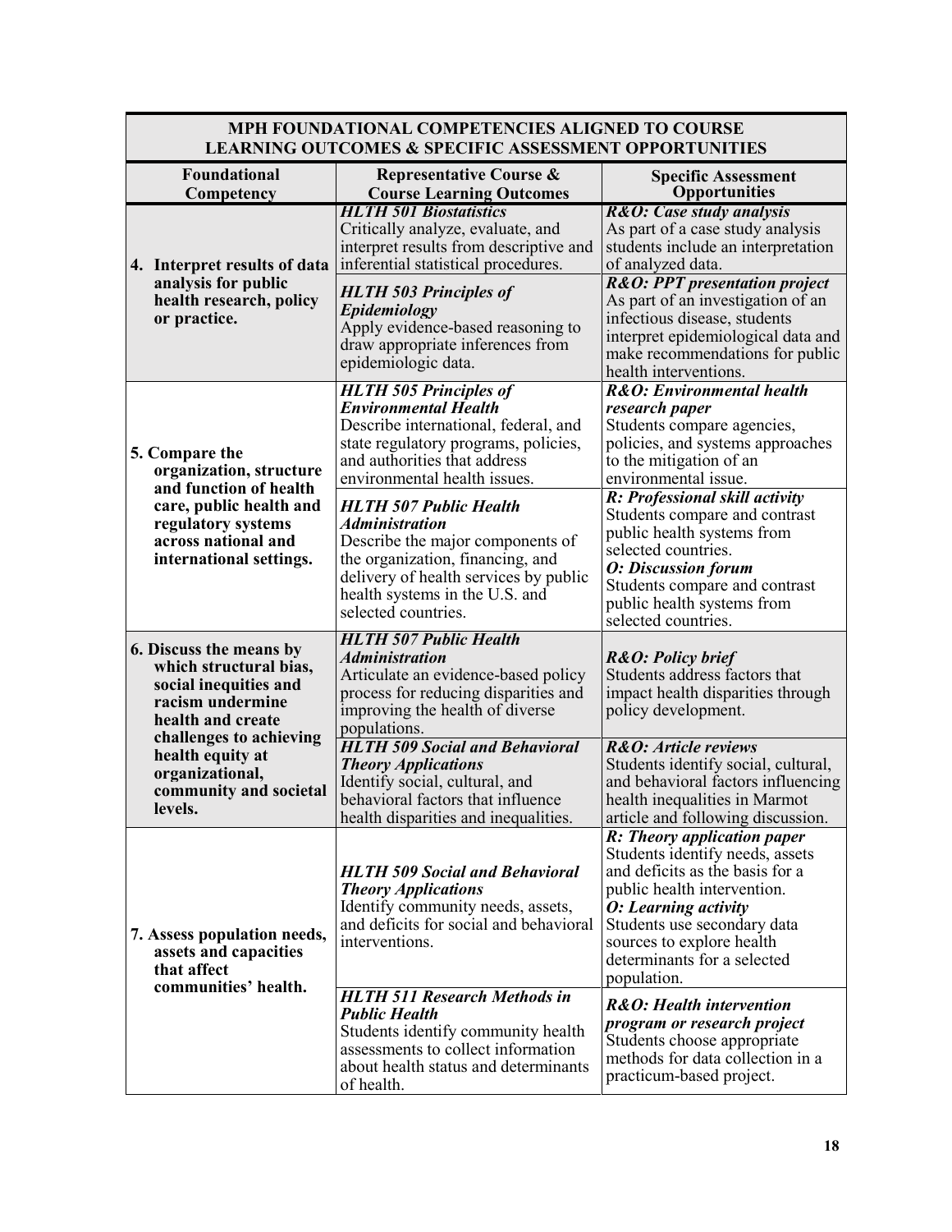| MPH FOUNDATIONAL COMPETENCIES ALIGNED TO COURSE LEARNING OUTCOMES & SPECIFIC ASSESSMENT OPPORTUNITIES | | |
|---|---|---|
| **Foundational Competency** | **Representative Course & Course Learning Outcomes** | **Specific Assessment Opportunities** |
| **4. Interpret results of data analysis for public health research, policy or practice.** | ***HLTH 501 Biostatistics*** Critically analyze, evaluate, and interpret results from descriptive and inferential statistical procedures. | ***R&O: Case study analysis*** As part of a case study analysis students include an interpretation of analyzed data. |
| | ***HLTH 503 Principles of Epidemiology*** Apply evidence-based reasoning to draw appropriate inferences from epidemiologic data. | ***R&O: PPT presentation project*** As part of an investigation of an infectious disease, students interpret epidemiological data and make recommendations for public health interventions. |
| **5. Compare the organization, structure and function of health care, public health and regulatory systems across national and international settings.** | ***HLTH 505 Principles of Environmental Health*** Describe international, federal, and state regulatory programs, policies, and authorities that address environmental health issues. | ***R&O: Environmental health research paper*** Students compare agencies, policies, and systems approaches to the mitigation of an environmental issue. |
| | ***HLTH 507 Public Health Administration*** Describe the major components of the organization, financing, and delivery of health services by public health systems in the U.S. and selected countries. | ***R: Professional skill activity*** Students compare and contrast public health systems from selected countries. ***O: Discussion forum*** Students compare and contrast public health systems from selected countries. |
| **6. Discuss the means by which structural bias, social inequities and racism undermine health and create challenges to achieving health equity at organizational, community and societal levels.** | ***HLTH 507 Public Health Administration*** Articulate an evidence-based policy process for reducing disparities and improving the health of diverse populations. | ***R&O: Policy brief*** Students address factors that impact health disparities through policy development. |
| | ***HLTH 509 Social and Behavioral Theory Applications*** Identify social, cultural, and behavioral factors that influence health disparities and inequalities. | ***R&O: Article reviews*** Students identify social, cultural, and behavioral factors influencing health inequalities in Marmot article and following discussion. |
| **7. Assess population needs, assets and capacities that affect communities' health.** | ***HLTH 509 Social and Behavioral Theory Applications*** Identify community needs, assets, and deficits for social and behavioral interventions. | ***R: Theory application paper*** Students identify needs, assets and deficits as the basis for a public health intervention. ***O: Learning activity*** Students use secondary data sources to explore health determinants for a selected population. |
| | ***HLTH 511 Research Methods in Public Health*** Students identify community health assessments to collect information about health status and determinants of health. | ***R&O: Health intervention program or research project*** Students choose appropriate methods for data collection in a practicum-based project. |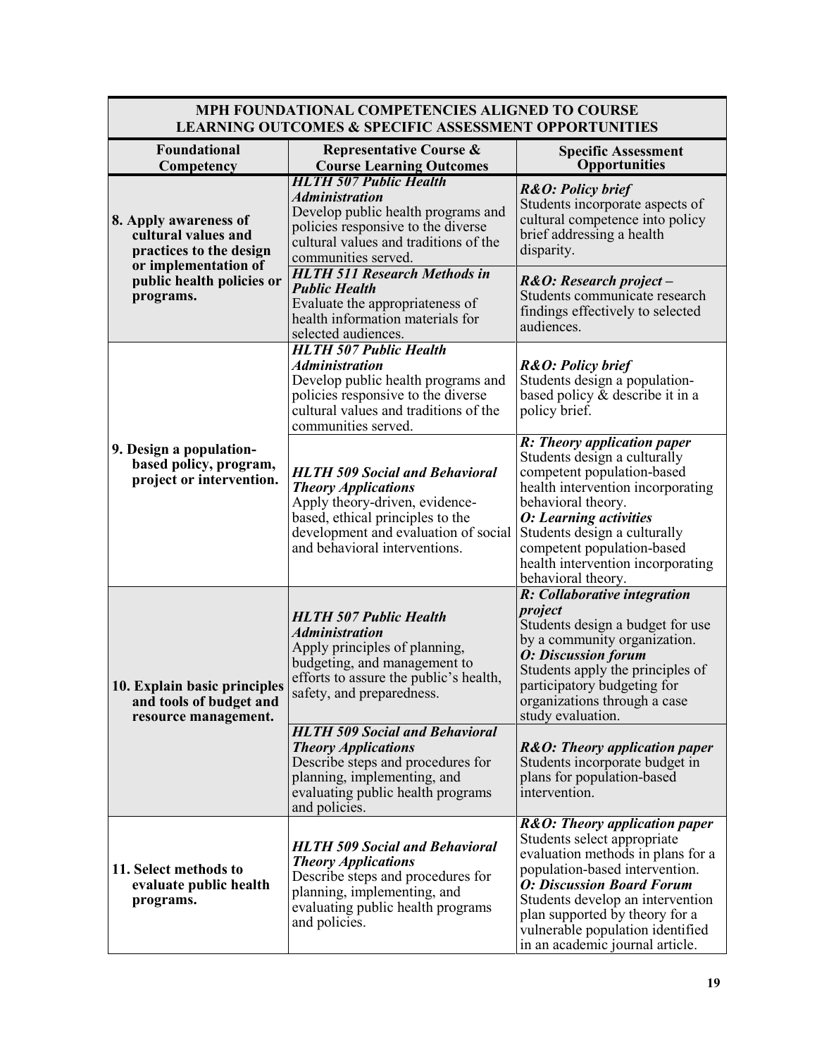| MPH FOUNDATIONAL COMPETENCIES ALIGNED TO COURSE LEARNING OUTCOMES & SPECIFIC ASSESSMENT OPPORTUNITIES | | |
|---|---|---|
| **Foundational Competency** | **Representative Course & Course Learning Outcomes** | **Specific Assessment Opportunities** |
| **8. Apply awareness of cultural values and practices to the design or implementation of public health policies or programs.** | ***HLTH 507 Public Health Administration*** Develop public health programs and policies responsive to the diverse cultural values and traditions of the communities served. | ***R&O: Policy brief*** Students incorporate aspects of cultural competence into policy brief addressing a health disparity. |
| | ***HLTH 511 Research Methods in Public Health*** Evaluate the appropriateness of health information materials for selected audiences. | ***R&O: Research project –*** Students communicate research findings effectively to selected audiences. |
| **9. Design a population-based policy, program, project or intervention.** | ***HLTH 507 Public Health Administration*** Develop public health programs and policies responsive to the diverse cultural values and traditions of the communities served. | ***R&O: Policy brief*** Students design a population-based policy & describe it in a policy brief. |
| | ***HLTH 509 Social and Behavioral Theory Applications*** Apply theory-driven, evidence-based, ethical principles to the development and evaluation of social and behavioral interventions. | ***R: Theory application paper*** Students design a culturally competent population-based health intervention incorporating behavioral theory. ***O: Learning activities*** Students design a culturally competent population-based health intervention incorporating behavioral theory. |
| **10. Explain basic principles and tools of budget and resource management.** | ***HLTH 507 Public Health Administration*** Apply principles of planning, budgeting, and management to efforts to assure the public's health, safety, and preparedness. | ***R: Collaborative integration project*** Students design a budget for use by a community organization. ***O: Discussion forum*** Students apply the principles of participatory budgeting for organizations through a case study evaluation. |
| | ***HLTH 509 Social and Behavioral Theory Applications*** Describe steps and procedures for planning, implementing, and evaluating public health programs and policies. | ***R&O: Theory application paper*** Students incorporate budget in plans for population-based intervention. |
| **11. Select methods to evaluate public health programs.** | ***HLTH 509 Social and Behavioral Theory Applications*** Describe steps and procedures for planning, implementing, and evaluating public health programs and policies. | ***R&O: Theory application paper*** Students select appropriate evaluation methods in plans for a population-based intervention. ***O: Discussion Board Forum*** Students develop an intervention plan supported by theory for a vulnerable population identified in an academic journal article. |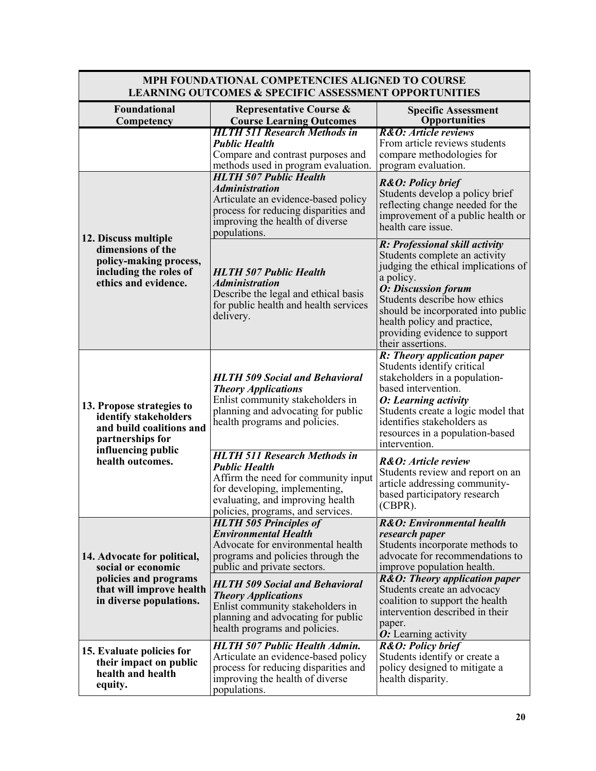| MPH FOUNDATIONAL COMPETENCIES ALIGNED TO COURSE LEARNING OUTCOMES & SPECIFIC ASSESSMENT OPPORTUNITIES | | |
|---|---|---|
| **Foundational Competency** | **Representative Course & Course Learning Outcomes** | **Specific Assessment Opportunities** |
| | ***HLTH 511 Research Methods in Public Health*** Compare and contrast purposes and methods used in program evaluation. | ***R&O: Article reviews*** From article reviews students compare methodologies for program evaluation. |
| **12. Discuss multiple dimensions of the policy-making process, including the roles of ethics and evidence.** | ***HLTH 507 Public Health Administration*** Articulate an evidence-based policy process for reducing disparities and improving the health of diverse populations. | ***R&O: Policy brief*** Students develop a policy brief reflecting change needed for the improvement of a public health or health care issue. |
| | ***HLTH 507 Public Health Administration*** Describe the legal and ethical basis for public health and health services delivery. | ***R: Professional skill activity*** Students complete an activity judging the ethical implications of a policy. ***O: Discussion forum*** Students describe how ethics should be incorporated into public health policy and practice, providing evidence to support their assertions. |
| **13. Propose strategies to identify stakeholders and build coalitions and partnerships for influencing public health outcomes.** | ***HLTH 509 Social and Behavioral Theory Applications*** Enlist community stakeholders in planning and advocating for public health programs and policies. | ***R: Theory application paper*** Students identify critical stakeholders in a population-based intervention. ***O: Learning activity*** Students create a logic model that identifies stakeholders as resources in a population-based intervention. |
| | ***HLTH 511 Research Methods in Public Health*** Affirm the need for community input for developing, implementing, evaluating, and improving health policies, programs, and services. | ***R&O: Article review*** Students review and report on an article addressing community-based participatory research (CBPR). |
| **14. Advocate for political, social or economic policies and programs that will improve health in diverse populations.** | ***HLTH 505 Principles of Environmental Health*** Advocate for environmental health programs and policies through the public and private sectors. | ***R&O: Environmental health research paper*** Students incorporate methods to advocate for recommendations to improve population health. |
| | ***HLTH 509 Social and Behavioral Theory Applications*** Enlist community stakeholders in planning and advocating for public health programs and policies. | ***R&O: Theory application paper*** Students create an advocacy coalition to support the health intervention described in their paper. ***O:*** Learning activity |
| **15. Evaluate policies for their impact on public health and health equity.** | ***HLTH 507 Public Health Admin.*** Articulate an evidence-based policy process for reducing disparities and improving the health of diverse populations. | ***R&O: Policy brief*** Students identify or create a policy designed to mitigate a health disparity. |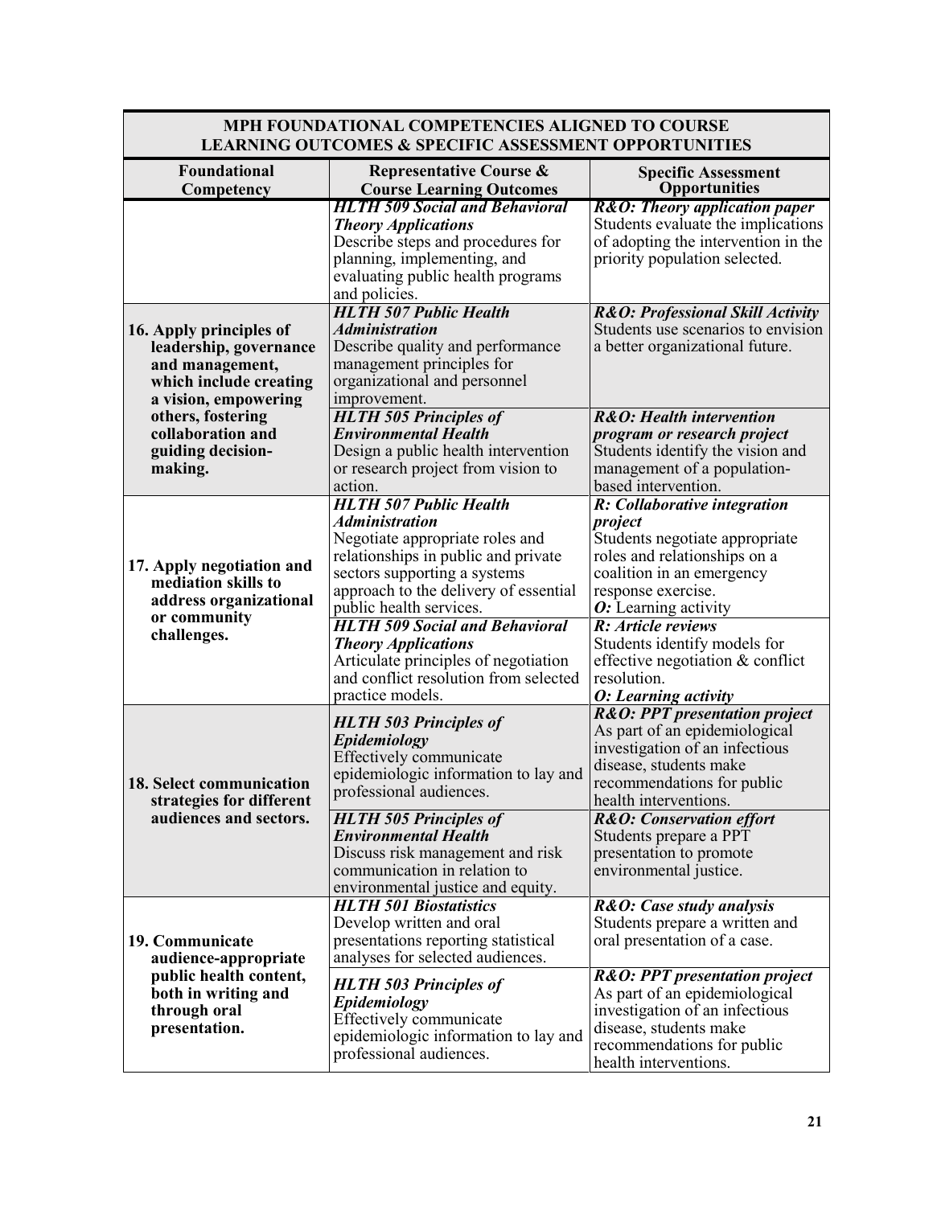| MPH FOUNDATIONAL COMPETENCIES ALIGNED TO COURSE LEARNING OUTCOMES & SPECIFIC ASSESSMENT OPPORTUNITIES | | |
|---|---|---|
| **Foundational Competency** | **Representative Course & Course Learning Outcomes** | **Specific Assessment Opportunities** |
| | ***HLTH 509 Social and Behavioral Theory Applications*** Describe steps and procedures for planning, implementing, and evaluating public health programs and policies. | ***R&O: Theory application paper*** Students evaluate the implications of adopting the intervention in the priority population selected. |
| **16. Apply principles of leadership, governance and management, which include creating a vision, empowering others, fostering collaboration and guiding decision-making.** | ***HLTH 507 Public Health Administration*** Describe quality and performance management principles for organizational and personnel improvement. | ***R&O: Professional Skill Activity*** Students use scenarios to envision a better organizational future. |
| | ***HLTH 505 Principles of Environmental Health*** Design a public health intervention or research project from vision to action. | ***R&O: Health intervention program or research project*** Students identify the vision and management of a population-based intervention. |
| **17. Apply negotiation and mediation skills to address organizational or community challenges.** | ***HLTH 507 Public Health Administration*** Negotiate appropriate roles and relationships in public and private sectors supporting a systems approach to the delivery of essential public health services. | ***R: Collaborative integration project*** Students negotiate appropriate roles and relationships on a coalition in an emergency response exercise. ***O:*** Learning activity |
| | ***HLTH 509 Social and Behavioral Theory Applications*** Articulate principles of negotiation and conflict resolution from selected practice models. | ***R: Article reviews*** Students identify models for effective negotiation & conflict resolution. ***O: Learning activity*** |
| **18. Select communication strategies for different audiences and sectors.** | ***HLTH 503 Principles of Epidemiology*** Effectively communicate epidemiologic information to lay and professional audiences. | ***R&O: PPT presentation project*** As part of an epidemiological investigation of an infectious disease, students make recommendations for public health interventions. |
| | ***HLTH 505 Principles of Environmental Health*** Discuss risk management and risk communication in relation to environmental justice and equity. | ***R&O: Conservation effort*** Students prepare a PPT presentation to promote environmental justice. |
| **19. Communicate audience-appropriate public health content, both in writing and through oral presentation.** | ***HLTH 501 Biostatistics*** Develop written and oral presentations reporting statistical analyses for selected audiences. | ***R&O: Case study analysis*** Students prepare a written and oral presentation of a case. |
| | ***HLTH 503 Principles of Epidemiology*** Effectively communicate epidemiologic information to lay and professional audiences. | ***R&O: PPT presentation project*** As part of an epidemiological investigation of an infectious disease, students make recommendations for public health interventions. |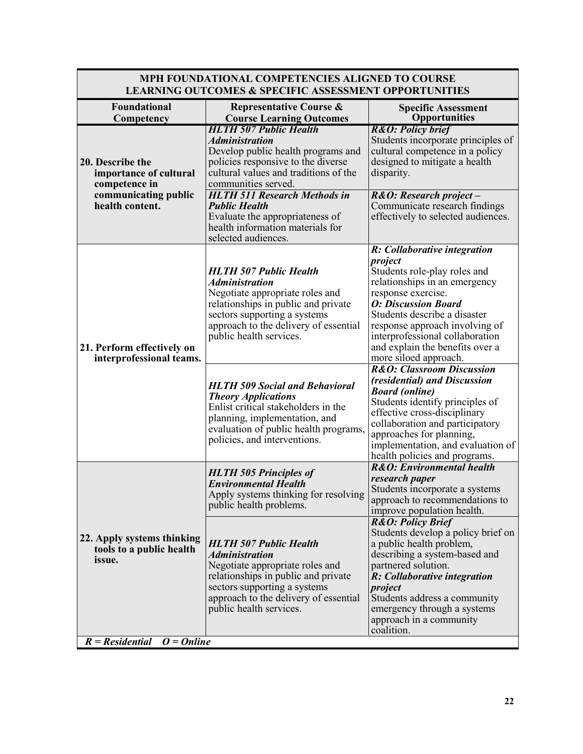| MPH FOUNDATIONAL COMPETENCIES ALIGNED TO COURSE LEARNING OUTCOMES & SPECIFIC ASSESSMENT OPPORTUNITIES | | |
|---|---|---|
| **Foundational Competency** | **Representative Course & Course Learning Outcomes** | **Specific Assessment Opportunities** |
| **20. Describe the importance of cultural competence in communicating public health content.** | ***HLTH 507 Public Health Administration*** Develop public health programs and policies responsive to the diverse cultural values and traditions of the communities served. | ***R&O: Policy brief*** Students incorporate principles of cultural competence in a policy designed to mitigate a health disparity. |
| | ***HLTH 511 Research Methods in Public Health*** Evaluate the appropriateness of health information materials for selected audiences. | ***R&O: Research project –*** Communicate research findings effectively to selected audiences. |
| **21. Perform effectively on interprofessional teams.** | ***HLTH 507 Public Health Administration*** Negotiate appropriate roles and relationships in public and private sectors supporting a systems approach to the delivery of essential public health services. | ***R: Collaborative integration project*** Students role-play roles and relationships in an emergency response exercise. ***O: Discussion Board*** Students describe a disaster response approach involving of interprofessional collaboration and explain the benefits over a more siloed approach. |
| | ***HLTH 509 Social and Behavioral Theory Applications*** Enlist critical stakeholders in the planning, implementation, and evaluation of public health programs, policies, and interventions. | ***R&O: Classroom Discussion (residential) and Discussion Board (online)*** Students identify principles of effective cross-disciplinary collaboration and participatory approaches for planning, implementation, and evaluation of health policies and programs. |
| **22. Apply systems thinking tools to a public health issue.** | ***HLTH 505 Principles of Environmental Health*** Apply systems thinking for resolving public health problems. | ***R&O: Environmental health research paper*** Students incorporate a systems approach to recommendations to improve population health. |
| | ***HLTH 507 Public Health Administration*** Negotiate appropriate roles and relationships in public and private sectors supporting a systems approach to the delivery of essential public health services. | ***R&O: Policy Brief*** Students develop a policy brief on a public health problem, describing a system-based and partnered solution. ***R: Collaborative integration project*** Students address a community emergency through a systems approach in a community coalition. |
| ***R = Residential O = Online*** | | |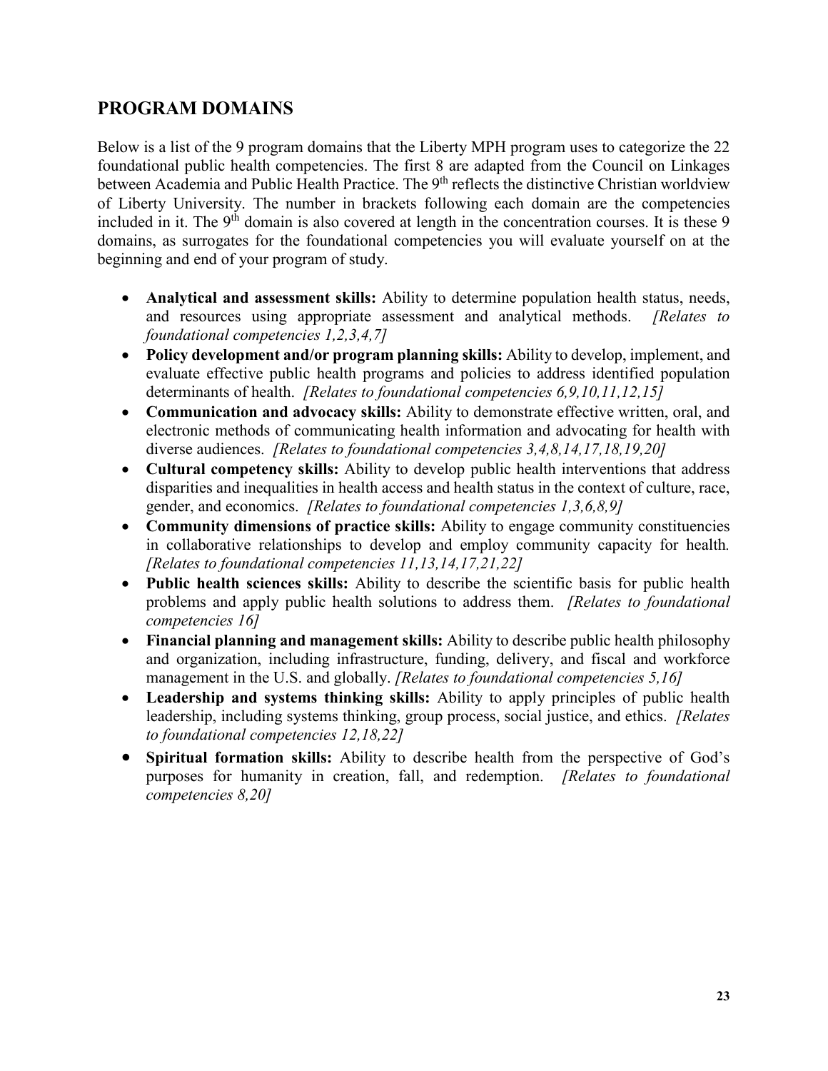## PROGRAM DOMAINS

Below is a list of the 9 program domains that the Liberty MPH program uses to categorize the 22 foundational public health competencies. The first 8 are adapted from the Council on Linkages between Academia and Public Health Practice. The 9th reflects the distinctive Christian worldview of Liberty University. The number in brackets following each domain are the competencies included in it. The 9th domain is also covered at length in the concentration courses. It is these 9 domains, as surrogates for the foundational competencies you will evaluate yourself on at the beginning and end of your program of study.

- **Analytical and assessment skills:** Ability to determine population health status, needs, and resources using appropriate assessment and analytical methods. *[Relates to foundational competencies 1,2,3,4,7]*
- **Policy development and/or program planning skills:** Ability to develop, implement, and evaluate effective public health programs and policies to address identified population determinants of health. *[Relates to foundational competencies 6,9,10,11,12,15]*
- **Communication and advocacy skills:** Ability to demonstrate effective written, oral, and electronic methods of communicating health information and advocating for health with diverse audiences. *[Relates to foundational competencies 3,4,8,14,17,18,19,20]*
- **Cultural competency skills:** Ability to develop public health interventions that address disparities and inequalities in health access and health status in the context of culture, race, gender, and economics. *[Relates to foundational competencies 1,3,6,8,9]*
- **Community dimensions of practice skills:** Ability to engage community constituencies in collaborative relationships to develop and employ community capacity for health. *[Relates to foundational competencies 11,13,14,17,21,22]*
- **Public health sciences skills:** Ability to describe the scientific basis for public health problems and apply public health solutions to address them. *[Relates to foundational competencies 16]*
- **Financial planning and management skills:** Ability to describe public health philosophy and organization, including infrastructure, funding, delivery, and fiscal and workforce management in the U.S. and globally. *[Relates to foundational competencies 5,16]*
- **Leadership and systems thinking skills:** Ability to apply principles of public health leadership, including systems thinking, group process, social justice, and ethics. *[Relates to foundational competencies 12,18,22]*
- **Spiritual formation skills:** Ability to describe health from the perspective of God's purposes for humanity in creation, fall, and redemption. *[Relates to foundational competencies 8,20]*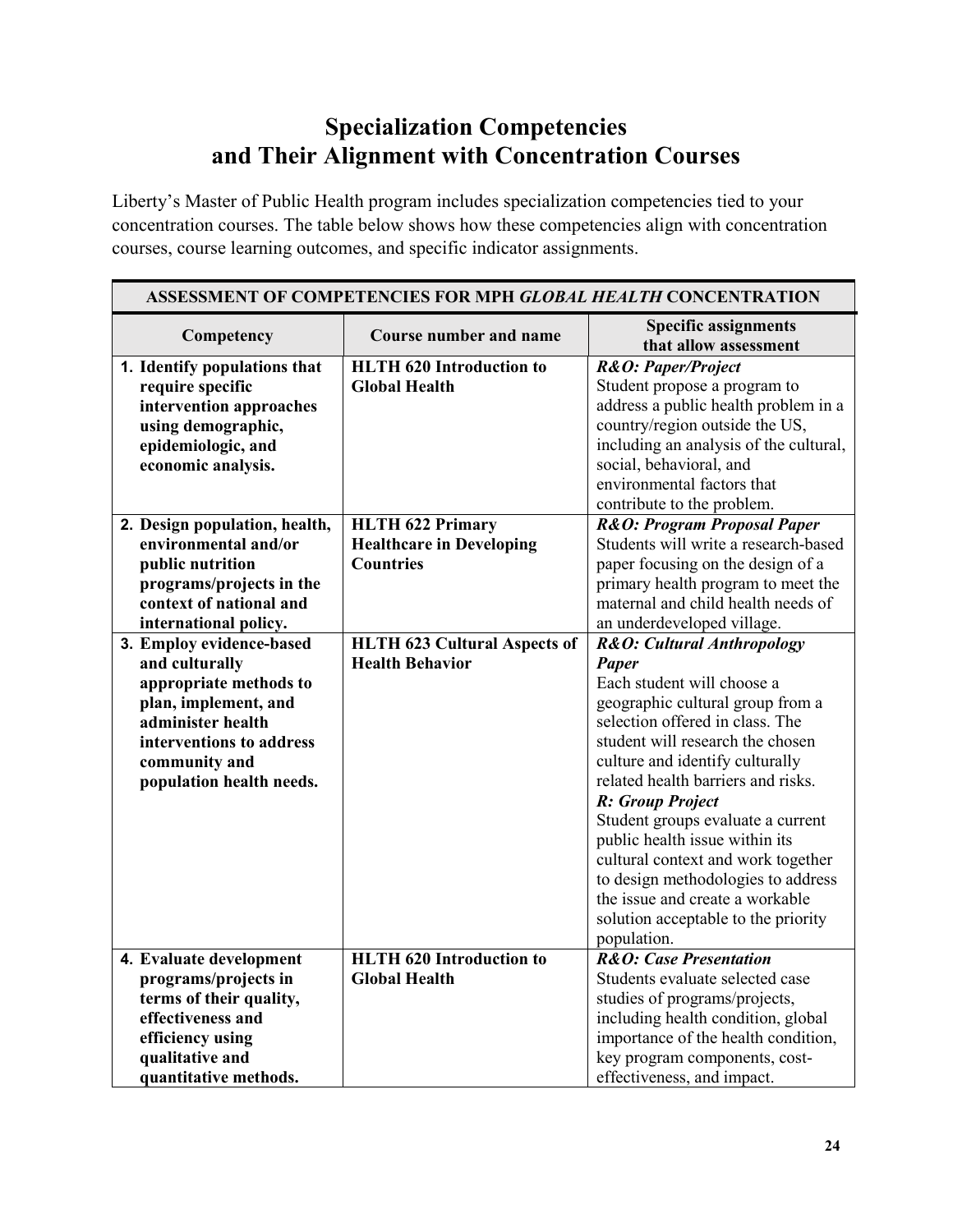# Specialization Competencies and Their Alignment with Concentration Courses

Liberty's Master of Public Health program includes specialization competencies tied to your concentration courses. The table below shows how these competencies align with concentration courses, course learning outcomes, and specific indicator assignments.

| **ASSESSMENT OF COMPETENCIES FOR MPH *GLOBAL HEALTH* CONCENTRATION** | | |
|---|---|---|
| **Competency** | **Course number and name** | **Specific assignments that allow assessment** |
| **1. Identify populations that require specific intervention approaches using demographic, epidemiologic, and economic analysis.** | **HLTH 620 Introduction to Global Health** | ***R&O: Paper/Project*** Student propose a program to address a public health problem in a country/region outside the US, including an analysis of the cultural, social, behavioral, and environmental factors that contribute to the problem. |
| **2. Design population, health, environmental and/or public nutrition programs/projects in the context of national and international policy.** | **HLTH 622 Primary Healthcare in Developing Countries** | ***R&O: Program Proposal Paper*** Students will write a research-based paper focusing on the design of a primary health program to meet the maternal and child health needs of an underdeveloped village. |
| **3. Employ evidence-based and culturally appropriate methods to plan, implement, and administer health interventions to address community and population health needs.** | **HLTH 623 Cultural Aspects of Health Behavior** | ***R&O: Cultural Anthropology Paper*** Each student will choose a geographic cultural group from a selection offered in class. The student will research the chosen culture and identify culturally related health barriers and risks. ***R: Group Project*** Student groups evaluate a current public health issue within its cultural context and work together to design methodologies to address the issue and create a workable solution acceptable to the priority population. |
| **4. Evaluate development programs/projects in terms of their quality, effectiveness and efficiency using qualitative and quantitative methods.** | **HLTH 620 Introduction to Global Health** | ***R&O: Case Presentation*** Students evaluate selected case studies of programs/projects, including health condition, global importance of the health condition, key program components, cost-effectiveness, and impact. |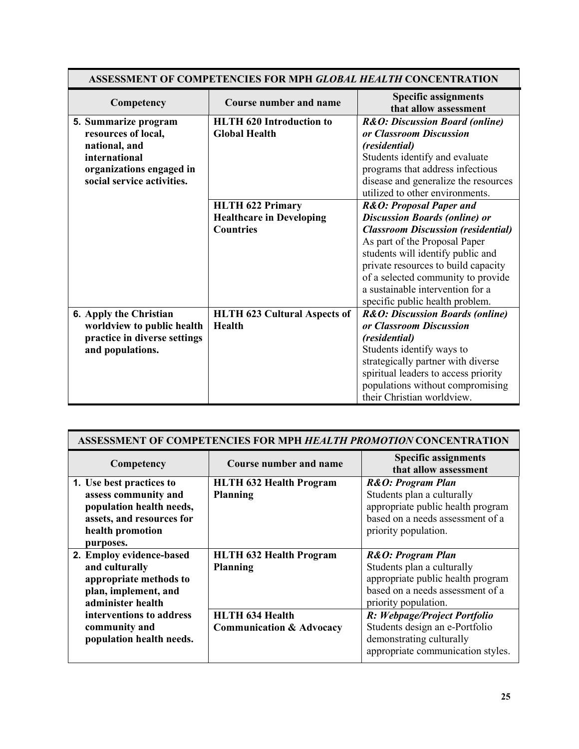| ASSESSMENT OF COMPETENCIES FOR MPH *GLOBAL HEALTH* CONCENTRATION | | |
|---|---|---|
| **Competency** | **Course number and name** | **Specific assignments that allow assessment** |
| **5. Summarize program resources of local, national, and international organizations engaged in social service activities.** | **HLTH 620 Introduction to Global Health** | ***R&O: Discussion Board (online) or Classroom Discussion (residential)*** Students identify and evaluate programs that address infectious disease and generalize the resources utilized to other environments. |
| | **HLTH 622 Primary Healthcare in Developing Countries** | ***R&O: Proposal Paper and Discussion Boards (online) or Classroom Discussion (residential)*** As part of the Proposal Paper students will identify public and private resources to build capacity of a selected community to provide a sustainable intervention for a specific public health problem. |
| **6. Apply the Christian worldview to public health practice in diverse settings and populations.** | **HLTH 623 Cultural Aspects of Health** | ***R&O: Discussion Boards (online) or Classroom Discussion (residential)*** Students identify ways to strategically partner with diverse spiritual leaders to access priority populations without compromising their Christian worldview. |

| ASSESSMENT OF COMPETENCIES FOR MPH *HEALTH PROMOTION* CONCENTRATION | | |
|---|---|---|
| **Competency** | **Course number and name** | **Specific assignments that allow assessment** |
| **1. Use best practices to assess community and population health needs, assets, and resources for health promotion purposes.** | **HLTH 632 Health Program Planning** | ***R&O: Program Plan*** Students plan a culturally appropriate public health program based on a needs assessment of a priority population. |
| **2. Employ evidence-based and culturally appropriate methods to plan, implement, and administer health interventions to address community and population health needs.** | **HLTH 632 Health Program Planning** | ***R&O: Program Plan*** Students plan a culturally appropriate public health program based on a needs assessment of a priority population. |
| | **HLTH 634 Health Communication & Advocacy** | ***R: Webpage/Project Portfolio*** Students design an e-Portfolio demonstrating culturally appropriate communication styles. |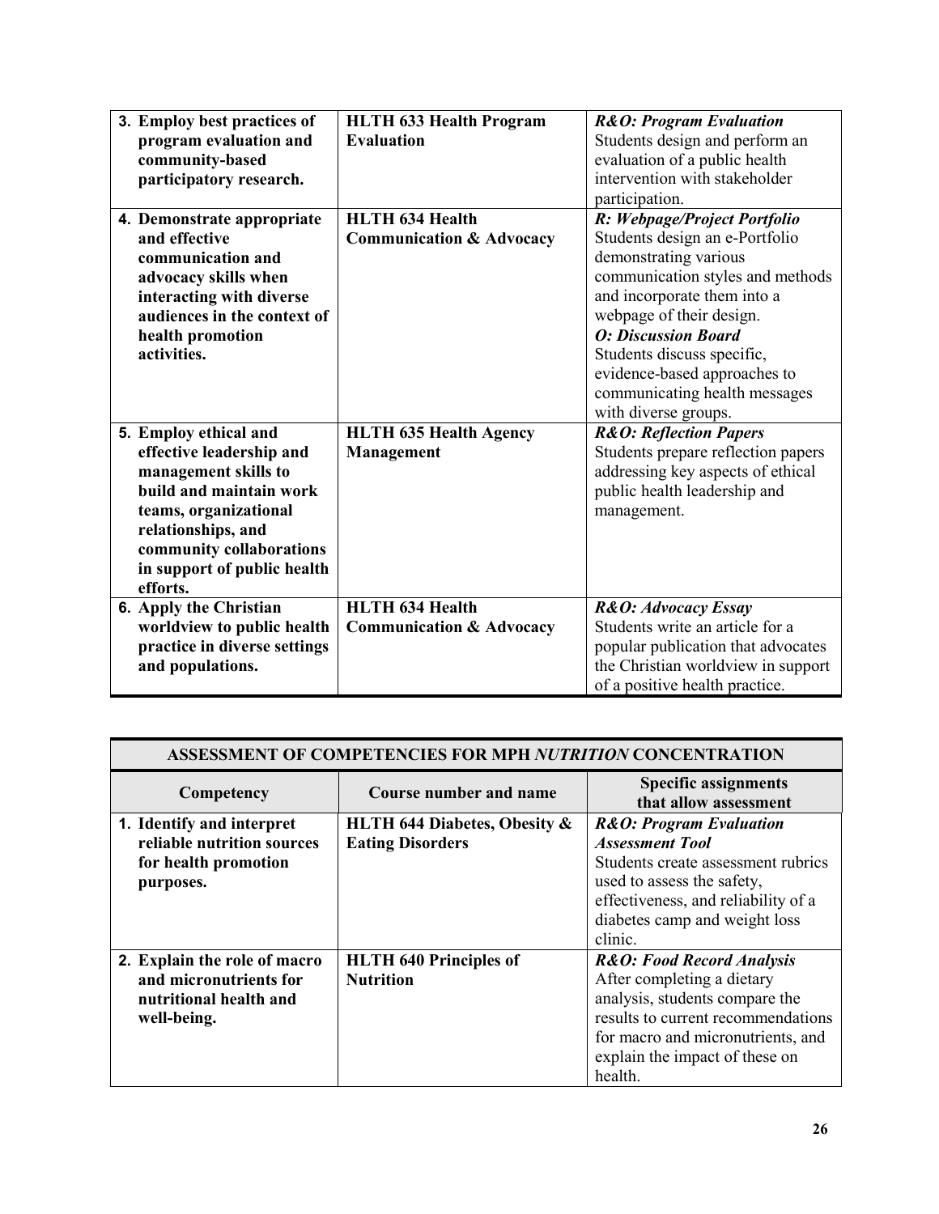| **3. Employ best practices of program evaluation and community-based participatory research.** | **HLTH 633 Health Program Evaluation** | ***R&O: Program Evaluation*** Students design and perform an evaluation of a public health intervention with stakeholder participation. |
|---|---|---|
| **4. Demonstrate appropriate and effective communication and advocacy skills when interacting with diverse audiences in the context of health promotion activities.** | **HLTH 634 Health Communication & Advocacy** | ***R: Webpage/Project Portfolio*** Students design an e-Portfolio demonstrating various communication styles and methods and incorporate them into a webpage of their design. ***O: Discussion Board*** Students discuss specific, evidence-based approaches to communicating health messages with diverse groups. |
| **5. Employ ethical and effective leadership and management skills to build and maintain work teams, organizational relationships, and community collaborations in support of public health efforts.** | **HLTH 635 Health Agency Management** | ***R&O: Reflection Papers*** Students prepare reflection papers addressing key aspects of ethical public health leadership and management. |
| **6. Apply the Christian worldview to public health practice in diverse settings and populations.** | **HLTH 634 Health Communication & Advocacy** | ***R&O: Advocacy Essay*** Students write an article for a popular publication that advocates the Christian worldview in support of a positive health practice. |

| **ASSESSMENT OF COMPETENCIES FOR MPH *NUTRITION* CONCENTRATION** | | |
|---|---|---|
| **Competency** | **Course number and name** | **Specific assignments that allow assessment** |
| **1. Identify and interpret reliable nutrition sources for health promotion purposes.** | **HLTH 644 Diabetes, Obesity & Eating Disorders** | ***R&O: Program Evaluation Assessment Tool*** Students create assessment rubrics used to assess the safety, effectiveness, and reliability of a diabetes camp and weight loss clinic. |
| **2. Explain the role of macro and micronutrients for nutritional health and well-being.** | **HLTH 640 Principles of Nutrition** | ***R&O: Food Record Analysis*** After completing a dietary analysis, students compare the results to current recommendations for macro and micronutrients, and explain the impact of these on health. |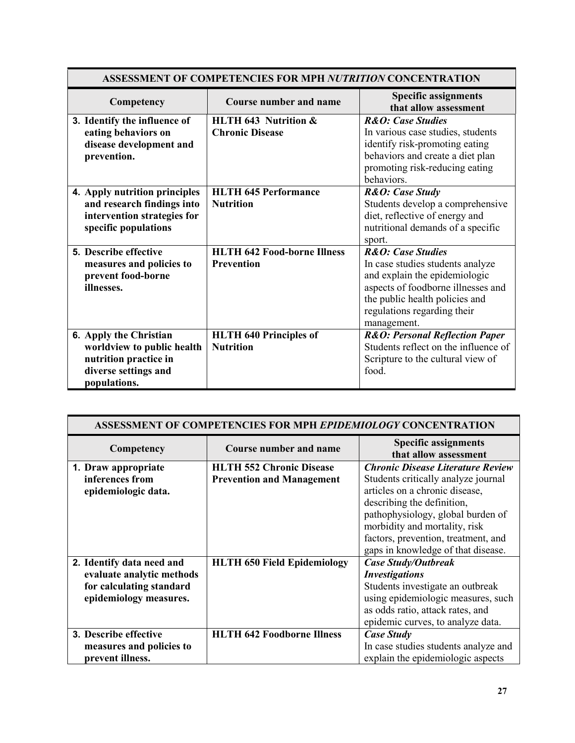| ASSESSMENT OF COMPETENCIES FOR MPH *NUTRITION* CONCENTRATION | | |
|---|---|---|
| **Competency** | **Course number and name** | **Specific assignments that allow assessment** |
| **3. Identify the influence of eating behaviors on disease development and prevention.** | **HLTH 643 Nutrition & Chronic Disease** | ***R&O: Case Studies*** In various case studies, students identify risk-promoting eating behaviors and create a diet plan promoting risk-reducing eating behaviors. |
| **4. Apply nutrition principles and research findings into intervention strategies for specific populations** | **HLTH 645 Performance Nutrition** | ***R&O: Case Study*** Students develop a comprehensive diet, reflective of energy and nutritional demands of a specific sport. |
| **5. Describe effective measures and policies to prevent food-borne illnesses.** | **HLTH 642 Food-borne Illness Prevention** | ***R&O: Case Studies*** In case studies students analyze and explain the epidemiologic aspects of foodborne illnesses and the public health policies and regulations regarding their management. |
| **6. Apply the Christian worldview to public health nutrition practice in diverse settings and populations.** | **HLTH 640 Principles of Nutrition** | ***R&O: Personal Reflection Paper*** Students reflect on the influence of Scripture to the cultural view of food. |

| ASSESSMENT OF COMPETENCIES FOR MPH *EPIDEMIOLOGY* CONCENTRATION | | |
|---|---|---|
| **Competency** | **Course number and name** | **Specific assignments that allow assessment** |
| **1. Draw appropriate inferences from epidemiologic data.** | **HLTH 552 Chronic Disease Prevention and Management** | ***Chronic Disease Literature Review*** Students critically analyze journal articles on a chronic disease, describing the definition, pathophysiology, global burden of morbidity and mortality, risk factors, prevention, treatment, and gaps in knowledge of that disease. |
| **2. Identify data need and evaluate analytic methods for calculating standard epidemiology measures.** | **HLTH 650 Field Epidemiology** | ***Case Study/Outbreak Investigations*** Students investigate an outbreak using epidemiologic measures, such as odds ratio, attack rates, and epidemic curves, to analyze data. |
| **3. Describe effective measures and policies to prevent illness.** | **HLTH 642 Foodborne Illness** | ***Case Study*** In case studies students analyze and explain the epidemiologic aspects |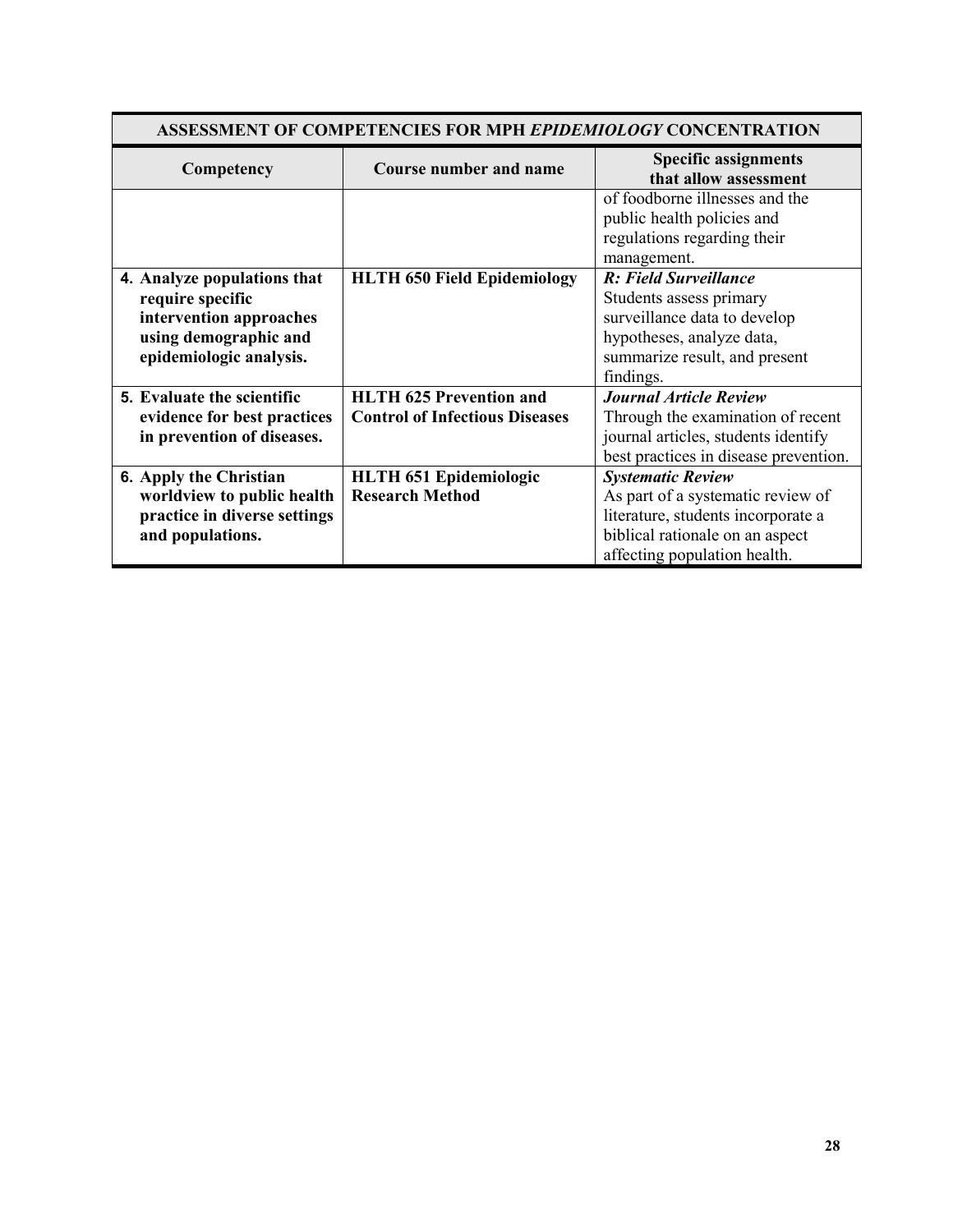| ASSESSMENT OF COMPETENCIES FOR MPH *EPIDEMIOLOGY* CONCENTRATION | | |
|---|---|---|
| **Competency** | **Course number and name** | **Specific assignments that allow assessment** |
| | | of foodborne illnesses and the public health policies and regulations regarding their management. |
| **4. Analyze populations that require specific intervention approaches using demographic and epidemiologic analysis.** | **HLTH 650 Field Epidemiology** | ***R: Field Surveillance*** Students assess primary surveillance data to develop hypotheses, analyze data, summarize result, and present findings. |
| **5. Evaluate the scientific evidence for best practices in prevention of diseases.** | **HLTH 625 Prevention and Control of Infectious Diseases** | ***Journal Article Review*** Through the examination of recent journal articles, students identify best practices in disease prevention. |
| **6. Apply the Christian worldview to public health practice in diverse settings and populations.** | **HLTH 651 Epidemiologic Research Method** | ***Systematic Review*** As part of a systematic review of literature, students incorporate a biblical rationale on an aspect affecting population health. |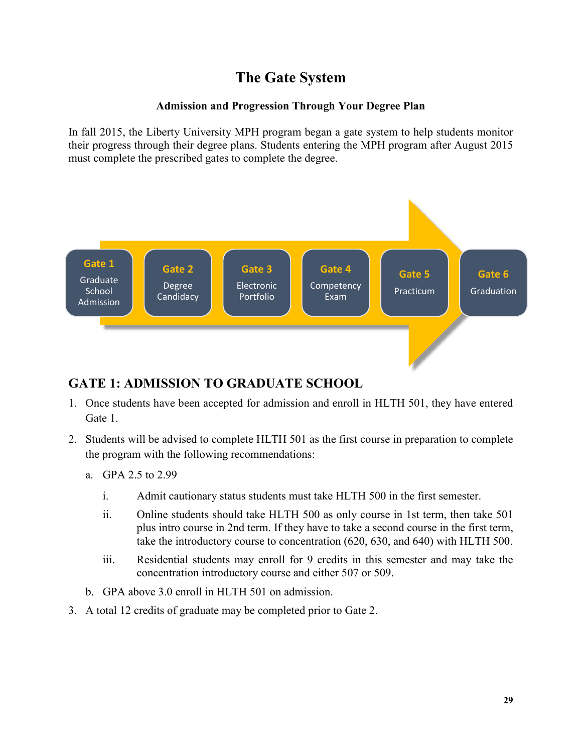# The Gate System

**Admission and Progression Through Your Degree Plan**

In fall 2015, the Liberty University MPH program began a gate system to help students monitor their progress through their degree plans. Students entering the MPH program after August 2015 must complete the prescribed gates to complete the degree.

Gate 1 Graduate School Admission → Gate 2 Degree Candidacy → Gate 3 Electronic Portfolio → Gate 4 Competency Exam → Gate 5 Practicum → Gate 6 Graduation

## GATE 1: ADMISSION TO GRADUATE SCHOOL

1. Once students have been accepted for admission and enroll in HLTH 501, they have entered Gate 1.
2. Students will be advised to complete HLTH 501 as the first course in preparation to complete the program with the following recommendations:
   a. GPA 2.5 to 2.99
      i. Admit cautionary status students must take HLTH 500 in the first semester.
      ii. Online students should take HLTH 500 as only course in 1st term, then take 501 plus intro course in 2nd term. If they have to take a second course in the first term, take the introductory course to concentration (620, 630, and 640) with HLTH 500.
      iii. Residential students may enroll for 9 credits in this semester and may take the concentration introductory course and either 507 or 509.

   b. GPA above 3.0 enroll in HLTH 501 on admission.
3. A total 12 credits of graduate may be completed prior to Gate 2.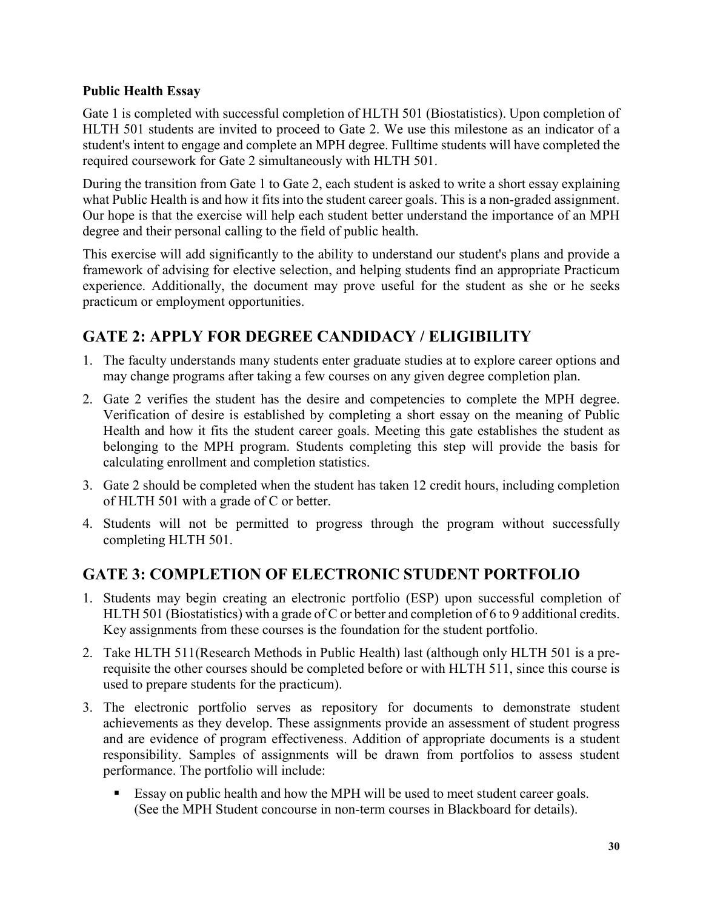**Public Health Essay**

Gate 1 is completed with successful completion of HLTH 501 (Biostatistics). Upon completion of HLTH 501 students are invited to proceed to Gate 2. We use this milestone as an indicator of a student's intent to engage and complete an MPH degree. Fulltime students will have completed the required coursework for Gate 2 simultaneously with HLTH 501.

During the transition from Gate 1 to Gate 2, each student is asked to write a short essay explaining what Public Health is and how it fits into the student career goals. This is a non-graded assignment. Our hope is that the exercise will help each student better understand the importance of an MPH degree and their personal calling to the field of public health.

This exercise will add significantly to the ability to understand our student's plans and provide a framework of advising for elective selection, and helping students find an appropriate Practicum experience. Additionally, the document may prove useful for the student as she or he seeks practicum or employment opportunities.

## GATE 2: APPLY FOR DEGREE CANDIDACY / ELIGIBILITY

1. The faculty understands many students enter graduate studies at to explore career options and may change programs after taking a few courses on any given degree completion plan.
2. Gate 2 verifies the student has the desire and competencies to complete the MPH degree. Verification of desire is established by completing a short essay on the meaning of Public Health and how it fits the student career goals. Meeting this gate establishes the student as belonging to the MPH program. Students completing this step will provide the basis for calculating enrollment and completion statistics.
3. Gate 2 should be completed when the student has taken 12 credit hours, including completion of HLTH 501 with a grade of C or better.
4. Students will not be permitted to progress through the program without successfully completing HLTH 501.

## GATE 3: COMPLETION OF ELECTRONIC STUDENT PORTFOLIO

1. Students may begin creating an electronic portfolio (ESP) upon successful completion of HLTH 501 (Biostatistics) with a grade of C or better and completion of 6 to 9 additional credits. Key assignments from these courses is the foundation for the student portfolio.
2. Take HLTH 511(Research Methods in Public Health) last (although only HLTH 501 is a pre-requisite the other courses should be completed before or with HLTH 511, since this course is used to prepare students for the practicum).
3. The electronic portfolio serves as repository for documents to demonstrate student achievements as they develop. These assignments provide an assessment of student progress and are evidence of program effectiveness. Addition of appropriate documents is a student responsibility. Samples of assignments will be drawn from portfolios to assess student performance. The portfolio will include:
   - Essay on public health and how the MPH will be used to meet student career goals. (See the MPH Student concourse in non-term courses in Blackboard for details).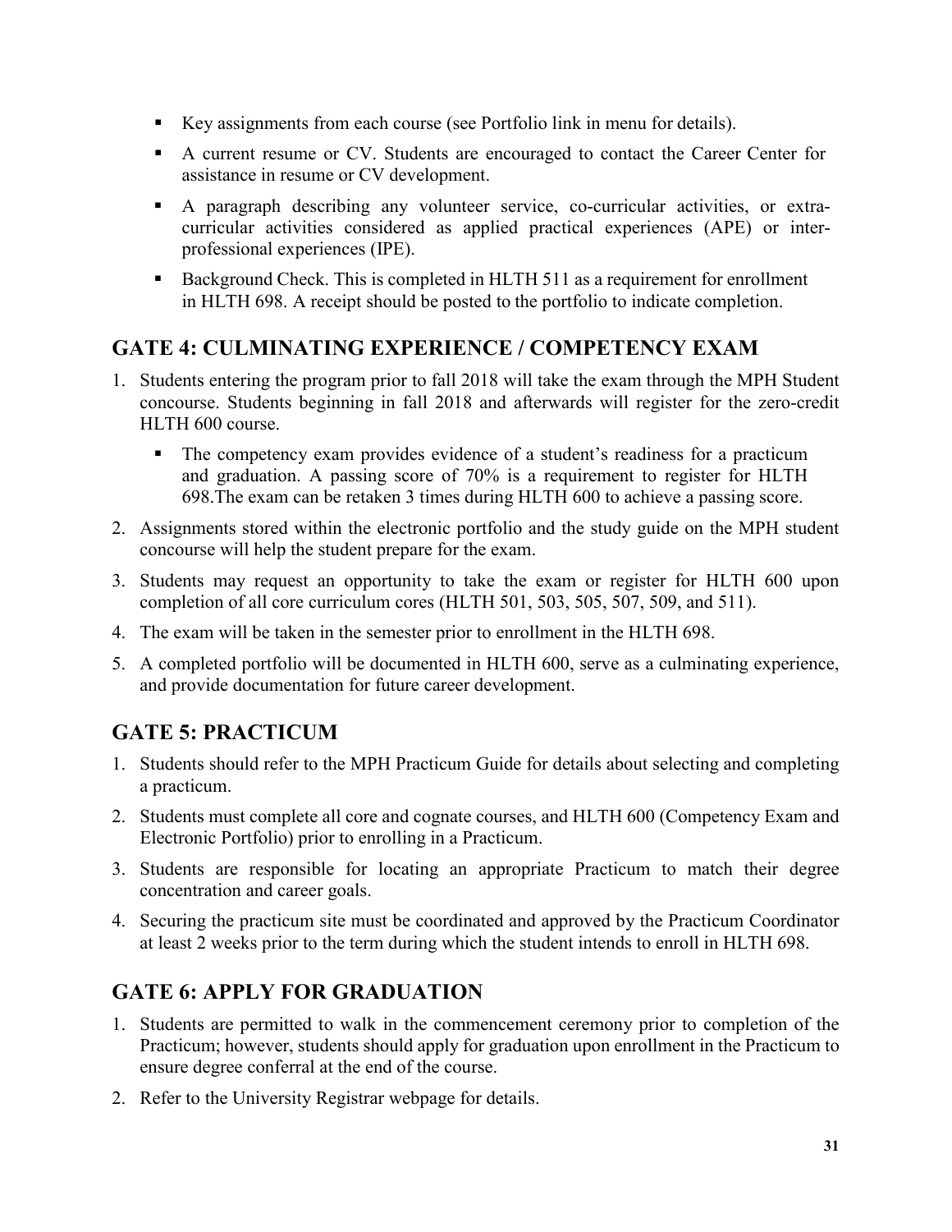- Key assignments from each course (see Portfolio link in menu for details).
- A current resume or CV. Students are encouraged to contact the Career Center for assistance in resume or CV development.
- A paragraph describing any volunteer service, co-curricular activities, or extra-curricular activities considered as applied practical experiences (APE) or inter-professional experiences (IPE).
- Background Check. This is completed in HLTH 511 as a requirement for enrollment in HLTH 698. A receipt should be posted to the portfolio to indicate completion.

## GATE 4: CULMINATING EXPERIENCE / COMPETENCY EXAM

1. Students entering the program prior to fall 2018 will take the exam through the MPH Student concourse. Students beginning in fall 2018 and afterwards will register for the zero-credit HLTH 600 course.
   - The competency exam provides evidence of a student's readiness for a practicum and graduation. A passing score of 70% is a requirement to register for HLTH 698.The exam can be retaken 3 times during HLTH 600 to achieve a passing score.
2. Assignments stored within the electronic portfolio and the study guide on the MPH student concourse will help the student prepare for the exam.
3. Students may request an opportunity to take the exam or register for HLTH 600 upon completion of all core curriculum cores (HLTH 501, 503, 505, 507, 509, and 511).
4. The exam will be taken in the semester prior to enrollment in the HLTH 698.
5. A completed portfolio will be documented in HLTH 600, serve as a culminating experience, and provide documentation for future career development.

## GATE 5: PRACTICUM

1. Students should refer to the MPH Practicum Guide for details about selecting and completing a practicum.
2. Students must complete all core and cognate courses, and HLTH 600 (Competency Exam and Electronic Portfolio) prior to enrolling in a Practicum.
3. Students are responsible for locating an appropriate Practicum to match their degree concentration and career goals.
4. Securing the practicum site must be coordinated and approved by the Practicum Coordinator at least 2 weeks prior to the term during which the student intends to enroll in HLTH 698.

## GATE 6: APPLY FOR GRADUATION

1. Students are permitted to walk in the commencement ceremony prior to completion of the Practicum; however, students should apply for graduation upon enrollment in the Practicum to ensure degree conferral at the end of the course.
2. Refer to the University Registrar webpage for details.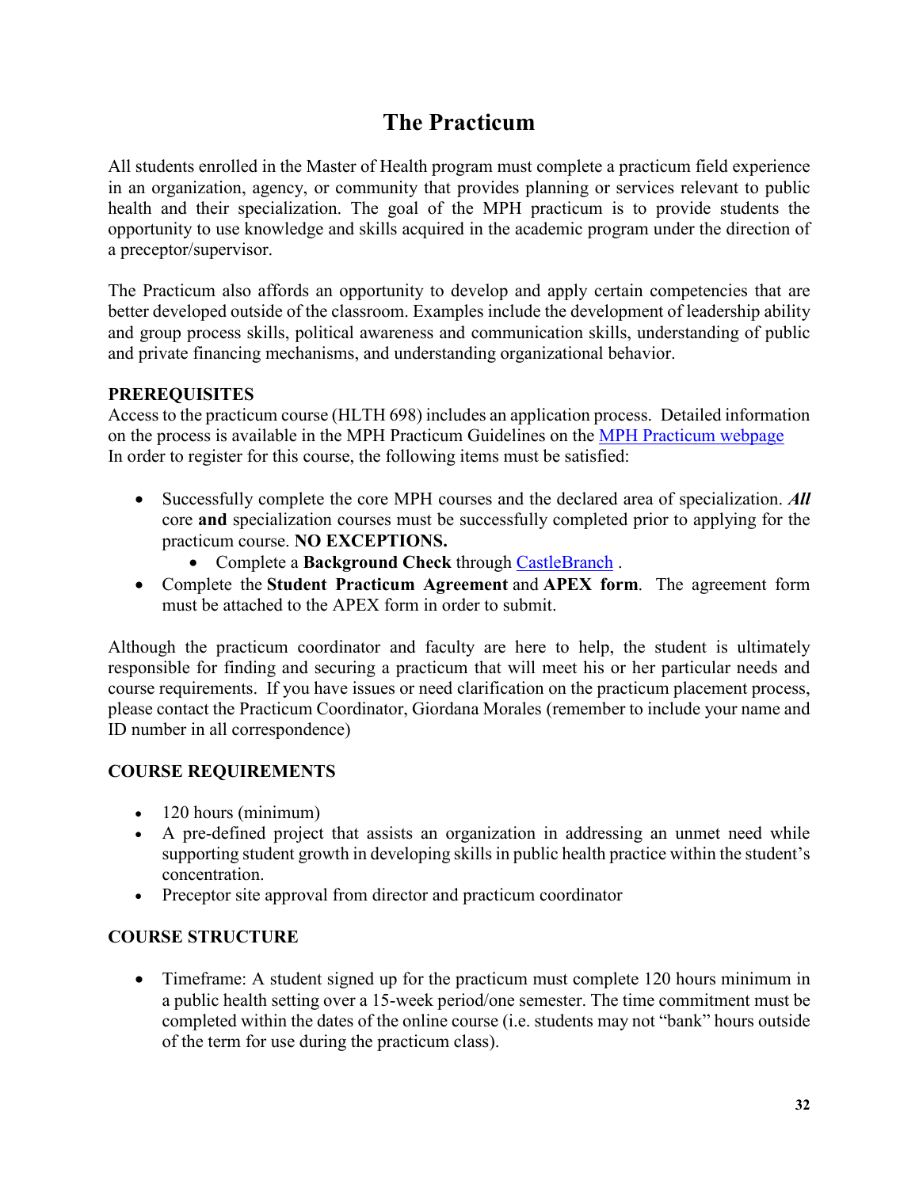# The Practicum

All students enrolled in the Master of Health program must complete a practicum field experience in an organization, agency, or community that provides planning or services relevant to public health and their specialization. The goal of the MPH practicum is to provide students the opportunity to use knowledge and skills acquired in the academic program under the direction of a preceptor/supervisor.

The Practicum also affords an opportunity to develop and apply certain competencies that are better developed outside of the classroom. Examples include the development of leadership ability and group process skills, political awareness and communication skills, understanding of public and private financing mechanisms, and understanding organizational behavior.

**PREREQUISITES**

Access to the practicum course (HLTH 698) includes an application process. Detailed information on the process is available in the MPH Practicum Guidelines on the MPH Practicum webpage

In order to register for this course, the following items must be satisfied:

- Successfully complete the core MPH courses and the declared area of specialization. ***All*** core **and** specialization courses must be successfully completed prior to applying for the practicum course. **NO EXCEPTIONS.**
    - Complete a **Background Check** through CastleBranch .
- Complete the **Student Practicum Agreement** and **APEX form**. The agreement form must be attached to the APEX form in order to submit.

Although the practicum coordinator and faculty are here to help, the student is ultimately responsible for finding and securing a practicum that will meet his or her particular needs and course requirements. If you have issues or need clarification on the practicum placement process, please contact the Practicum Coordinator, Giordana Morales (remember to include your name and ID number in all correspondence)

**COURSE REQUIREMENTS**

- 120 hours (minimum)
- A pre-defined project that assists an organization in addressing an unmet need while supporting student growth in developing skills in public health practice within the student's concentration.
- Preceptor site approval from director and practicum coordinator

**COURSE STRUCTURE**

- Timeframe: A student signed up for the practicum must complete 120 hours minimum in a public health setting over a 15-week period/one semester. The time commitment must be completed within the dates of the online course (i.e. students may not "bank" hours outside of the term for use during the practicum class).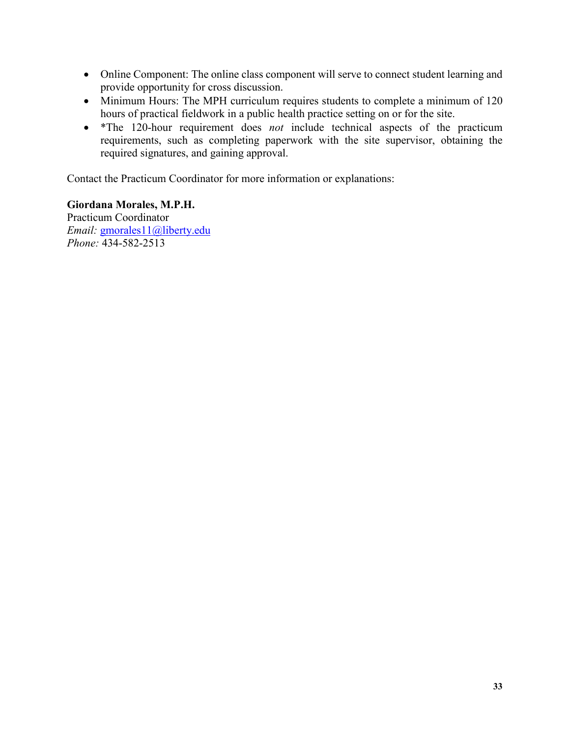- Online Component: The online class component will serve to connect student learning and provide opportunity for cross discussion.
- Minimum Hours: The MPH curriculum requires students to complete a minimum of 120 hours of practical fieldwork in a public health practice setting on or for the site.
- *The 120-hour requirement does *not* include technical aspects of the practicum requirements, such as completing paperwork with the site supervisor, obtaining the required signatures, and gaining approval.

Contact the Practicum Coordinator for more information or explanations:

**Giordana Morales, M.P.H.**
Practicum Coordinator
*Email:* gmorales11@liberty.edu
*Phone:* 434-582-2513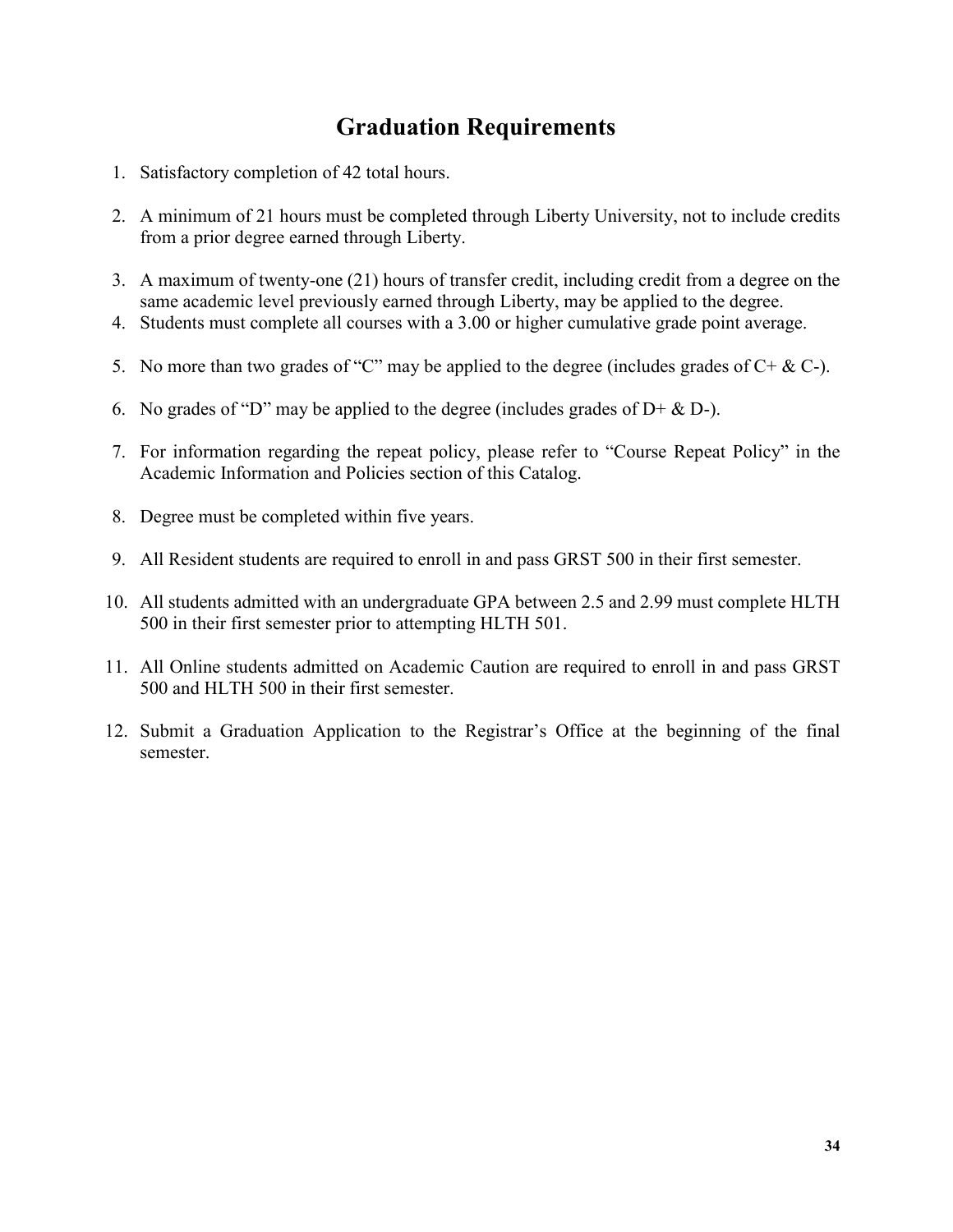# Graduation Requirements

1. Satisfactory completion of 42 total hours.

2. A minimum of 21 hours must be completed through Liberty University, not to include credits from a prior degree earned through Liberty.

3. A maximum of twenty-one (21) hours of transfer credit, including credit from a degree on the same academic level previously earned through Liberty, may be applied to the degree.
4. Students must complete all courses with a 3.00 or higher cumulative grade point average.

5. No more than two grades of "C" may be applied to the degree (includes grades of C+ & C-).

6. No grades of "D" may be applied to the degree (includes grades of D+ & D-).

7. For information regarding the repeat policy, please refer to "Course Repeat Policy" in the Academic Information and Policies section of this Catalog.

8. Degree must be completed within five years.

9. All Resident students are required to enroll in and pass GRST 500 in their first semester.

10. All students admitted with an undergraduate GPA between 2.5 and 2.99 must complete HLTH 500 in their first semester prior to attempting HLTH 501.

11. All Online students admitted on Academic Caution are required to enroll in and pass GRST 500 and HLTH 500 in their first semester.

12. Submit a Graduation Application to the Registrar's Office at the beginning of the final semester.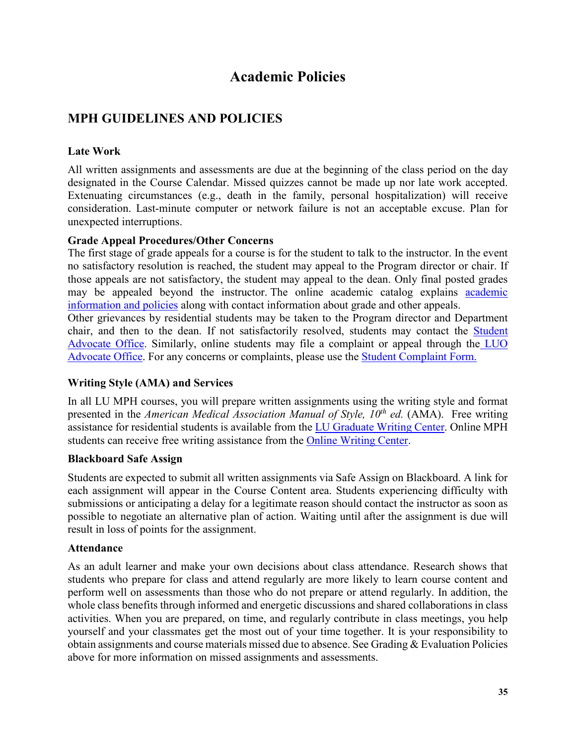# Academic Policies

## MPH GUIDELINES AND POLICIES

### Late Work

All written assignments and assessments are due at the beginning of the class period on the day designated in the Course Calendar. Missed quizzes cannot be made up nor late work accepted. Extenuating circumstances (e.g., death in the family, personal hospitalization) will receive consideration. Last-minute computer or network failure is not an acceptable excuse. Plan for unexpected interruptions.

### Grade Appeal Procedures/Other Concerns

The first stage of grade appeals for a course is for the student to talk to the instructor. In the event no satisfactory resolution is reached, the student may appeal to the Program director or chair. If those appeals are not satisfactory, the student may appeal to the dean. Only final posted grades may be appealed beyond the instructor. The online academic catalog explains academic information and policies along with contact information about grade and other appeals.

Other grievances by residential students may be taken to the Program director and Department chair, and then to the dean. If not satisfactorily resolved, students may contact the Student Advocate Office. Similarly, online students may file a complaint or appeal through the LUO Advocate Office. For any concerns or complaints, please use the Student Complaint Form.

### Writing Style (AMA) and Services

In all LU MPH courses, you will prepare written assignments using the writing style and format presented in the *American Medical Association Manual of Style, 10th ed.* (AMA). Free writing assistance for residential students is available from the LU Graduate Writing Center. Online MPH students can receive free writing assistance from the Online Writing Center.

### Blackboard Safe Assign

Students are expected to submit all written assignments via Safe Assign on Blackboard. A link for each assignment will appear in the Course Content area. Students experiencing difficulty with submissions or anticipating a delay for a legitimate reason should contact the instructor as soon as possible to negotiate an alternative plan of action. Waiting until after the assignment is due will result in loss of points for the assignment.

### Attendance

As an adult learner and make your own decisions about class attendance. Research shows that students who prepare for class and attend regularly are more likely to learn course content and perform well on assessments than those who do not prepare or attend regularly. In addition, the whole class benefits through informed and energetic discussions and shared collaborations in class activities. When you are prepared, on time, and regularly contribute in class meetings, you help yourself and your classmates get the most out of your time together. It is your responsibility to obtain assignments and course materials missed due to absence. See Grading & Evaluation Policies above for more information on missed assignments and assessments.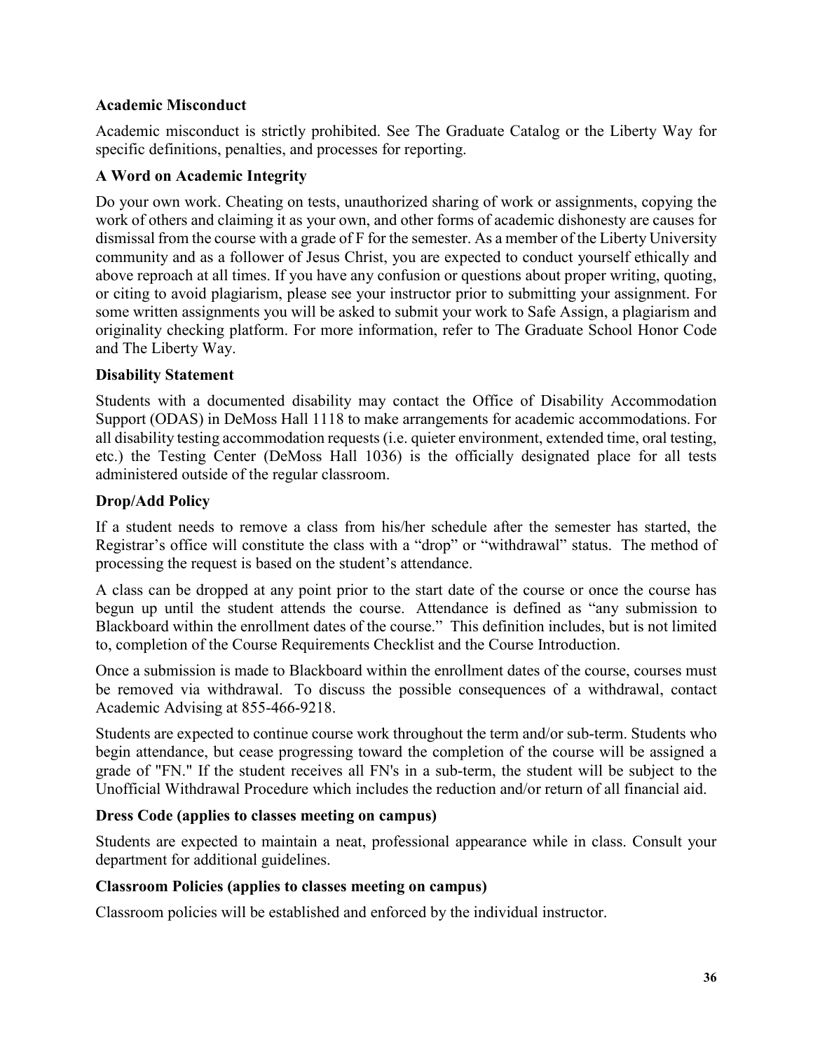**Academic Misconduct**

Academic misconduct is strictly prohibited. See The Graduate Catalog or the Liberty Way for specific definitions, penalties, and processes for reporting.

**A Word on Academic Integrity**

Do your own work. Cheating on tests, unauthorized sharing of work or assignments, copying the work of others and claiming it as your own, and other forms of academic dishonesty are causes for dismissal from the course with a grade of F for the semester. As a member of the Liberty University community and as a follower of Jesus Christ, you are expected to conduct yourself ethically and above reproach at all times. If you have any confusion or questions about proper writing, quoting, or citing to avoid plagiarism, please see your instructor prior to submitting your assignment. For some written assignments you will be asked to submit your work to Safe Assign, a plagiarism and originality checking platform. For more information, refer to The Graduate School Honor Code and The Liberty Way.

**Disability Statement**

Students with a documented disability may contact the Office of Disability Accommodation Support (ODAS) in DeMoss Hall 1118 to make arrangements for academic accommodations. For all disability testing accommodation requests (i.e. quieter environment, extended time, oral testing, etc.) the Testing Center (DeMoss Hall 1036) is the officially designated place for all tests administered outside of the regular classroom.

**Drop/Add Policy**

If a student needs to remove a class from his/her schedule after the semester has started, the Registrar's office will constitute the class with a "drop" or "withdrawal" status. The method of processing the request is based on the student's attendance.

A class can be dropped at any point prior to the start date of the course or once the course has begun up until the student attends the course. Attendance is defined as "any submission to Blackboard within the enrollment dates of the course." This definition includes, but is not limited to, completion of the Course Requirements Checklist and the Course Introduction.

Once a submission is made to Blackboard within the enrollment dates of the course, courses must be removed via withdrawal. To discuss the possible consequences of a withdrawal, contact Academic Advising at 855-466-9218.

Students are expected to continue course work throughout the term and/or sub-term. Students who begin attendance, but cease progressing toward the completion of the course will be assigned a grade of "FN." If the student receives all FN's in a sub-term, the student will be subject to the Unofficial Withdrawal Procedure which includes the reduction and/or return of all financial aid.

**Dress Code (applies to classes meeting on campus)**

Students are expected to maintain a neat, professional appearance while in class. Consult your department for additional guidelines.

**Classroom Policies (applies to classes meeting on campus)**

Classroom policies will be established and enforced by the individual instructor.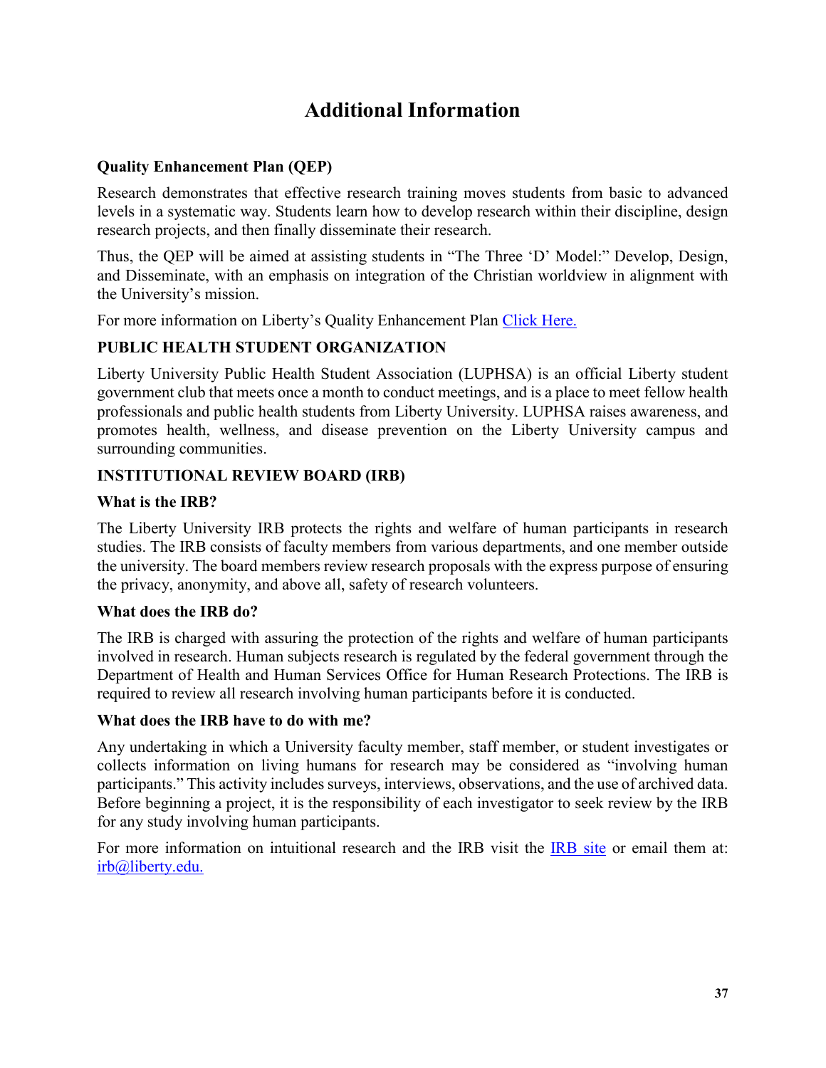# Additional Information

**Quality Enhancement Plan (QEP)**

Research demonstrates that effective research training moves students from basic to advanced levels in a systematic way. Students learn how to develop research within their discipline, design research projects, and then finally disseminate their research.

Thus, the QEP will be aimed at assisting students in "The Three 'D' Model:" Develop, Design, and Disseminate, with an emphasis on integration of the Christian worldview in alignment with the University's mission.

For more information on Liberty's Quality Enhancement Plan [Click Here.]

**PUBLIC HEALTH STUDENT ORGANIZATION**

Liberty University Public Health Student Association (LUPHSA) is an official Liberty student government club that meets once a month to conduct meetings, and is a place to meet fellow health professionals and public health students from Liberty University. LUPHSA raises awareness, and promotes health, wellness, and disease prevention on the Liberty University campus and surrounding communities.

**INSTITUTIONAL REVIEW BOARD (IRB)**

**What is the IRB?**

The Liberty University IRB protects the rights and welfare of human participants in research studies. The IRB consists of faculty members from various departments, and one member outside the university. The board members review research proposals with the express purpose of ensuring the privacy, anonymity, and above all, safety of research volunteers.

**What does the IRB do?**

The IRB is charged with assuring the protection of the rights and welfare of human participants involved in research. Human subjects research is regulated by the federal government through the Department of Health and Human Services Office for Human Research Protections. The IRB is required to review all research involving human participants before it is conducted.

**What does the IRB have to do with me?**

Any undertaking in which a University faculty member, staff member, or student investigates or collects information on living humans for research may be considered as "involving human participants." This activity includes surveys, interviews, observations, and the use of archived data. Before beginning a project, it is the responsibility of each investigator to seek review by the IRB for any study involving human participants.

For more information on intuitional research and the IRB visit the IRB site or email them at: irb@liberty.edu.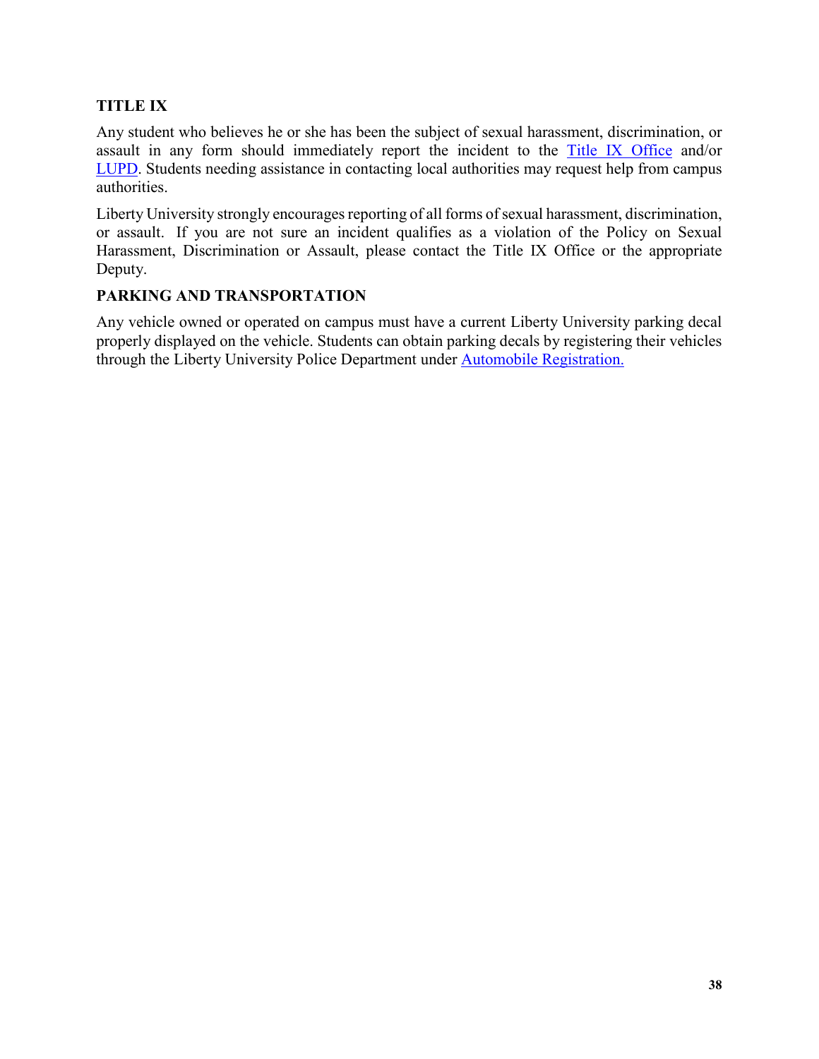**TITLE IX**

Any student who believes he or she has been the subject of sexual harassment, discrimination, or assault in any form should immediately report the incident to the Title IX Office and/or LUPD. Students needing assistance in contacting local authorities may request help from campus authorities.

Liberty University strongly encourages reporting of all forms of sexual harassment, discrimination, or assault. If you are not sure an incident qualifies as a violation of the Policy on Sexual Harassment, Discrimination or Assault, please contact the Title IX Office or the appropriate Deputy.

**PARKING AND TRANSPORTATION**

Any vehicle owned or operated on campus must have a current Liberty University parking decal properly displayed on the vehicle. Students can obtain parking decals by registering their vehicles through the Liberty University Police Department under Automobile Registration.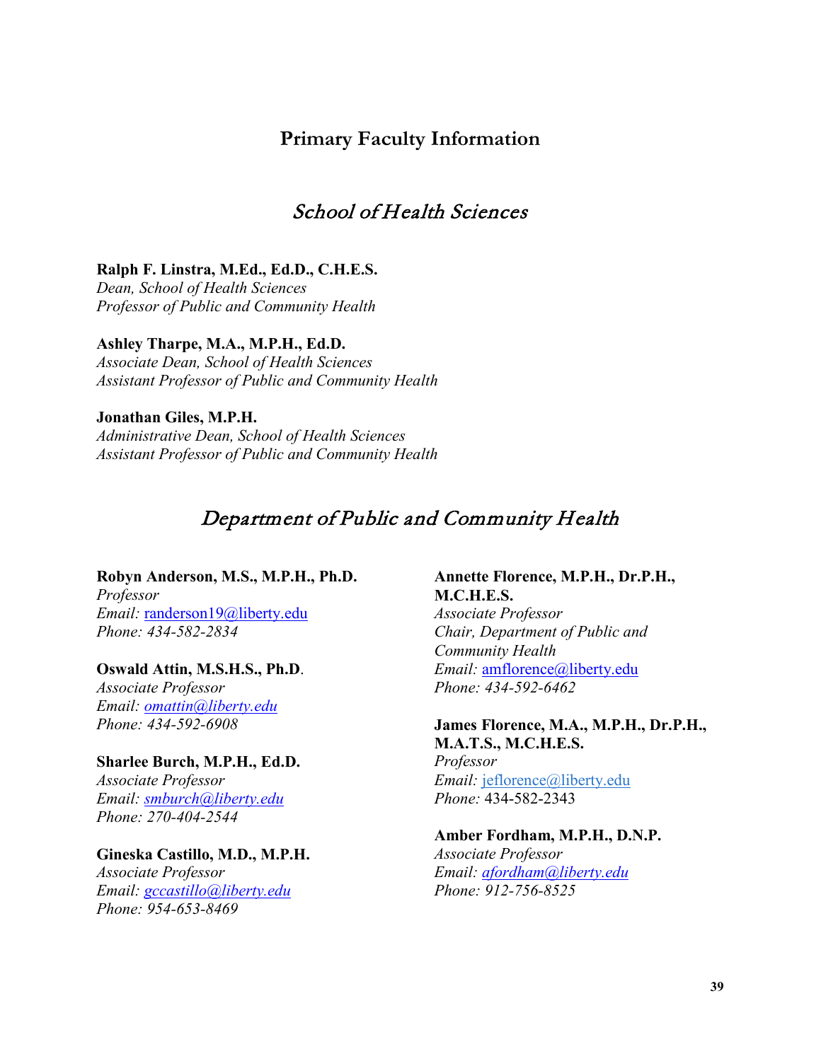# Primary Faculty Information

## *School of Health Sciences*

**Ralph F. Linstra, M.Ed., Ed.D., C.H.E.S.**
*Dean, School of Health Sciences*
*Professor of Public and Community Health*

**Ashley Tharpe, M.A., M.P.H., Ed.D.**
*Associate Dean, School of Health Sciences*
*Assistant Professor of Public and Community Health*

**Jonathan Giles, M.P.H.**
*Administrative Dean, School of Health Sciences*
*Assistant Professor of Public and Community Health*

## *Department of Public and Community Health*

**Robyn Anderson, M.S., M.P.H., Ph.D.**
*Professor*
*Email:* randerson19@liberty.edu
*Phone: 434-582-2834*

**Oswald Attin, M.S.H.S., Ph.D**.
*Associate Professor*
*Email: omattin@liberty.edu*
*Phone: 434-592-6908*

**Sharlee Burch, M.P.H., Ed.D.**
*Associate Professor*
*Email: smburch@liberty.edu*
*Phone: 270-404-2544*

**Gineska Castillo, M.D., M.P.H.**
*Associate Professor*
*Email: gccastillo@liberty.edu*
*Phone: 954-653-8469*

**Annette Florence, M.P.H., Dr.P.H., M.C.H.E.S.**
*Associate Professor*
*Chair, Department of Public and Community Health*
*Email:* amflorence@liberty.edu
*Phone: 434-592-6462*

**James Florence, M.A., M.P.H., Dr.P.H., M.A.T.S., M.C.H.E.S.**
*Professor*
*Email:* jeflorence@liberty.edu
*Phone:* 434-582-2343

**Amber Fordham, M.P.H., D.N.P.**
*Associate Professor*
*Email: afordham@liberty.edu*
*Phone: 912-756-8525*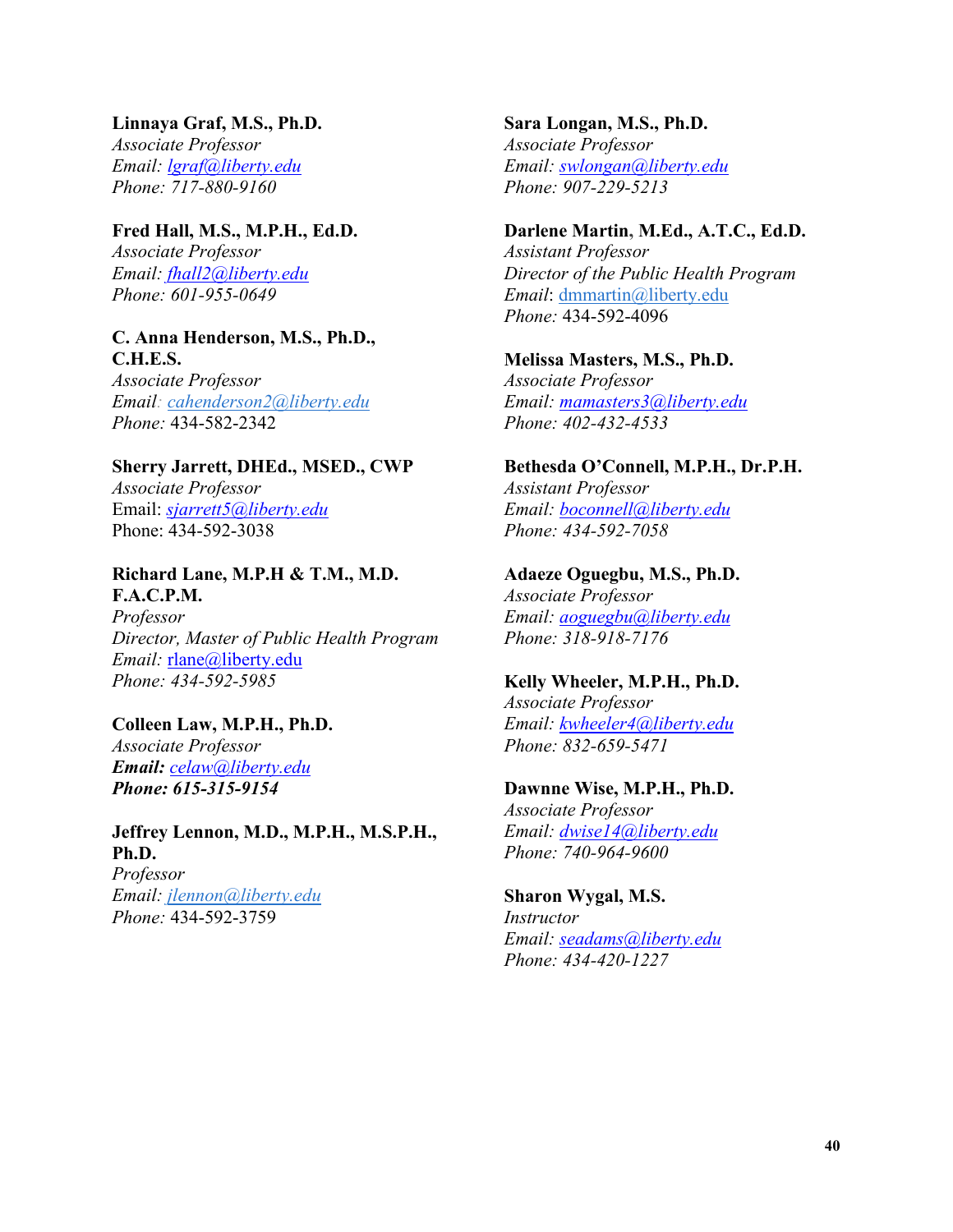**Linnaya Graf, M.S., Ph.D.**
*Associate Professor*
*Email: lgraf@liberty.edu*
*Phone: 717-880-9160*

**Fred Hall, M.S., M.P.H., Ed.D.**
*Associate Professor*
*Email: fhall2@liberty.edu*
*Phone: 601-955-0649*

**C. Anna Henderson, M.S., Ph.D., C.H.E.S.**
*Associate Professor*
*Email: cahenderson2@liberty.edu*
*Phone:* 434-582-2342

**Sherry Jarrett, DHEd., MSED., CWP**
*Associate Professor*
Email: *sjarrett5@liberty.edu*
Phone: 434-592-3038

**Richard Lane, M.P.H & T.M., M.D. F.A.C.P.M.**
*Professor*
*Director, Master of Public Health Program*
*Email:* rlane@liberty.edu
*Phone: 434-592-5985*

**Colleen Law, M.P.H., Ph.D.**
*Associate Professor*
***Email:*** *celaw@liberty.edu*
***Phone: 615-315-9154***

**Jeffrey Lennon, M.D., M.P.H., M.S.P.H., Ph.D.**
*Professor*
*Email: jlennon@liberty.edu*
*Phone:* 434-592-3759

**Sara Longan, M.S., Ph.D.**
*Associate Professor*
*Email: swlongan@liberty.edu*
*Phone: 907-229-5213*

**Darlene Martin, M.Ed., A.T.C., Ed.D.**
*Assistant Professor*
*Director of the Public Health Program*
*Email*: dmmartin@liberty.edu
*Phone:* 434-592-4096

**Melissa Masters, M.S., Ph.D.**
*Associate Professor*
*Email: mamasters3@liberty.edu*
*Phone: 402-432-4533*

**Bethesda O'Connell, M.P.H., Dr.P.H.**
*Assistant Professor*
*Email: boconnell@liberty.edu*
*Phone: 434-592-7058*

**Adaeze Oguegbu, M.S., Ph.D.**
*Associate Professor*
*Email: aoguegbu@liberty.edu*
*Phone: 318-918-7176*

**Kelly Wheeler, M.P.H., Ph.D.**
*Associate Professor*
*Email: kwheeler4@liberty.edu*
*Phone: 832-659-5471*

**Dawnne Wise, M.P.H., Ph.D.**
*Associate Professor*
*Email: dwise14@liberty.edu*
*Phone: 740-964-9600*

**Sharon Wygal, M.S.**
*Instructor*
*Email: seadams@liberty.edu*
*Phone: 434-420-1227*